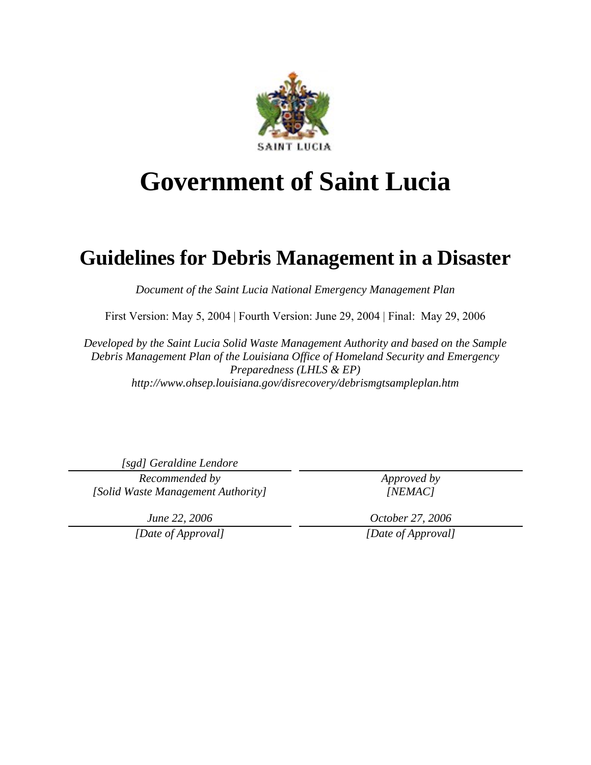SAINT LUCIA

# Government of Saint Lucia

## Guidelines for Debris Management in a Disaster

*Document of the Saint Lucia National Emergency Management Plan*

First Version: May 5, 2004 | Fourth Version: June 29, 2004 | Final: May 29, 2006

*Developed by the Saint Lucia Solid Waste Management Authority and based on the Sample Debris Management Plan of the Louisiana Office of Homeland Security and Emergency Preparedness (LHLS & EP)*
*http://www.ohsep.louisiana.gov/disrecovery/debrismgtsampleplan.htm*

| *[sgd] Geraldine Lendore* | |
|---|---|
| *Recommended by [Solid Waste Management Authority]* | *Approved by [NEMAC]* |
| *June 22, 2006* | *October 27, 2006* |
| *[Date of Approval]* | *[Date of Approval]* |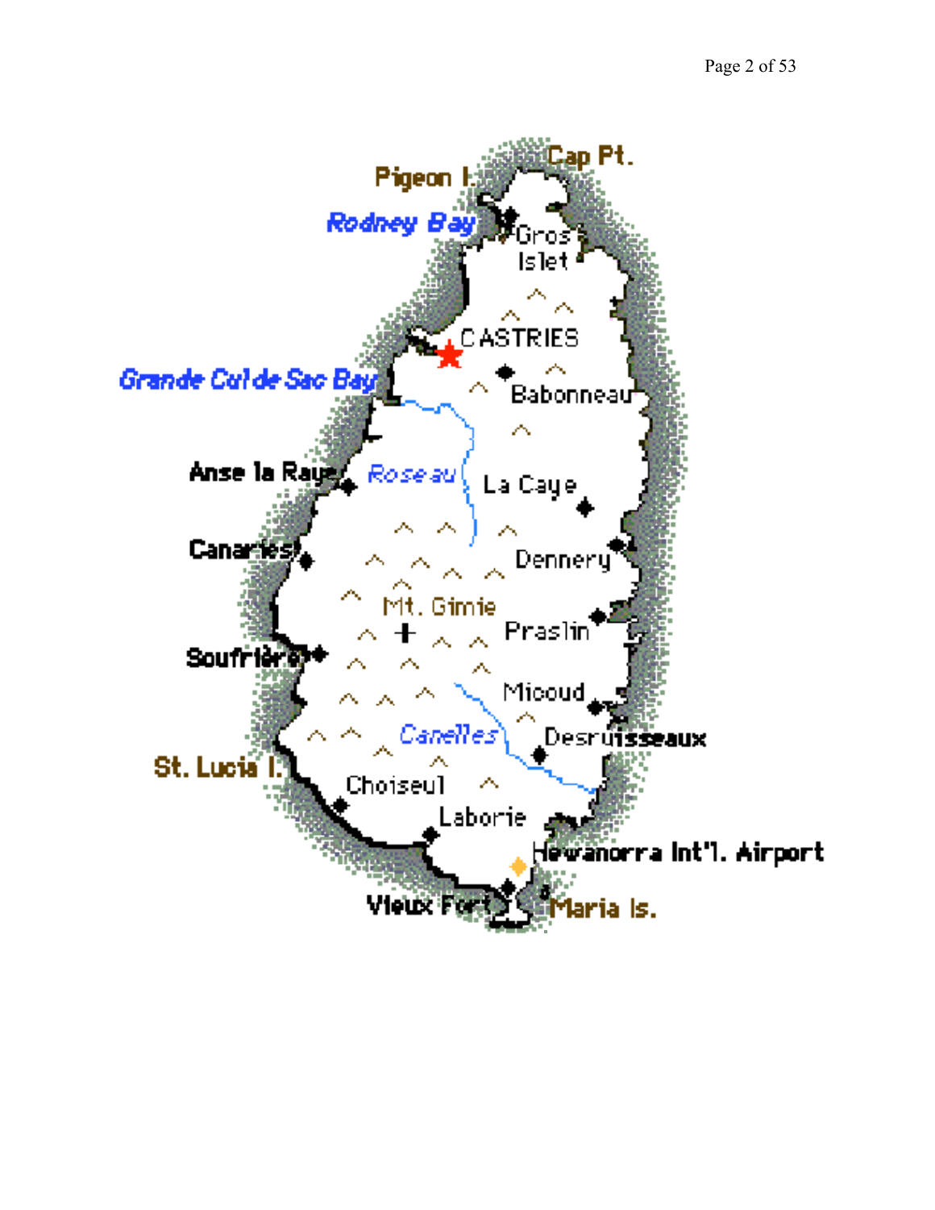Cap Pt.

Pigeon I.

Rodney Bay

Gros Islet

CASTRIES

Grande Cul de Sac Bay

Babonneau

Anse la Raye

Roseau

La Caye

Canaries

Dennery

Mt. Gimie

Praslin

Soufrière

Micoud

Canelles

Desruisseaux

St. Lucia I.

Choiseul

Laborie

Hewanorra Int'l. Airport

Vieux Fort

Maria Is.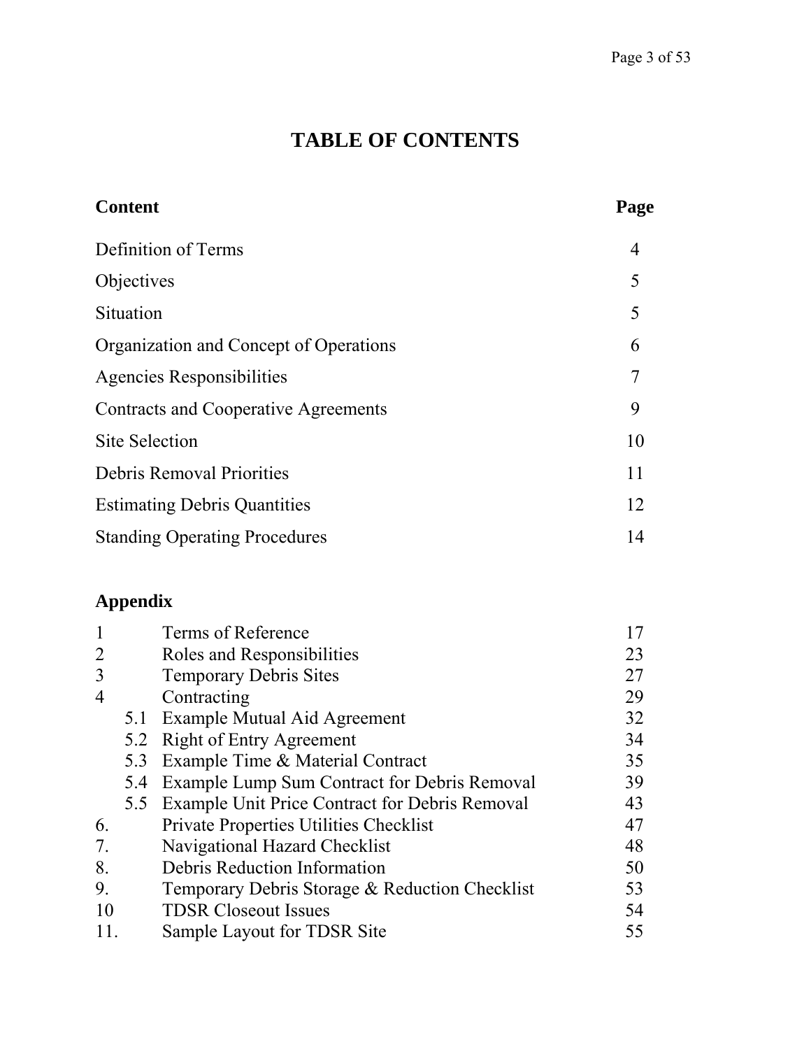# TABLE OF CONTENTS

| Content | Page |
|---|---|
| Definition of Terms | 4 |
| Objectives | 5 |
| Situation | 5 |
| Organization and Concept of Operations | 6 |
| Agencies Responsibilities | 7 |
| Contracts and Cooperative Agreements | 9 |
| Site Selection | 10 |
| Debris Removal Priorities | 11 |
| Estimating Debris Quantities | 12 |
| Standing Operating Procedures | 14 |

**Appendix**

| | | | |
|---|---|---|---|
| 1 | | Terms of Reference | 17 |
| 2 | | Roles and Responsibilities | 23 |
| 3 | | Temporary Debris Sites | 27 |
| 4 | | Contracting | 29 |
| | 5.1 | Example Mutual Aid Agreement | 32 |
| | 5.2 | Right of Entry Agreement | 34 |
| | 5.3 | Example Time & Material Contract | 35 |
| | 5.4 | Example Lump Sum Contract for Debris Removal | 39 |
| | 5.5 | Example Unit Price Contract for Debris Removal | 43 |
| 6. | | Private Properties Utilities Checklist | 47 |
| 7. | | Navigational Hazard Checklist | 48 |
| 8. | | Debris Reduction Information | 50 |
| 9. | | Temporary Debris Storage & Reduction Checklist | 53 |
| 10 | | TDSR Closeout Issues | 54 |
| 11. | | Sample Layout for TDSR Site | 55 |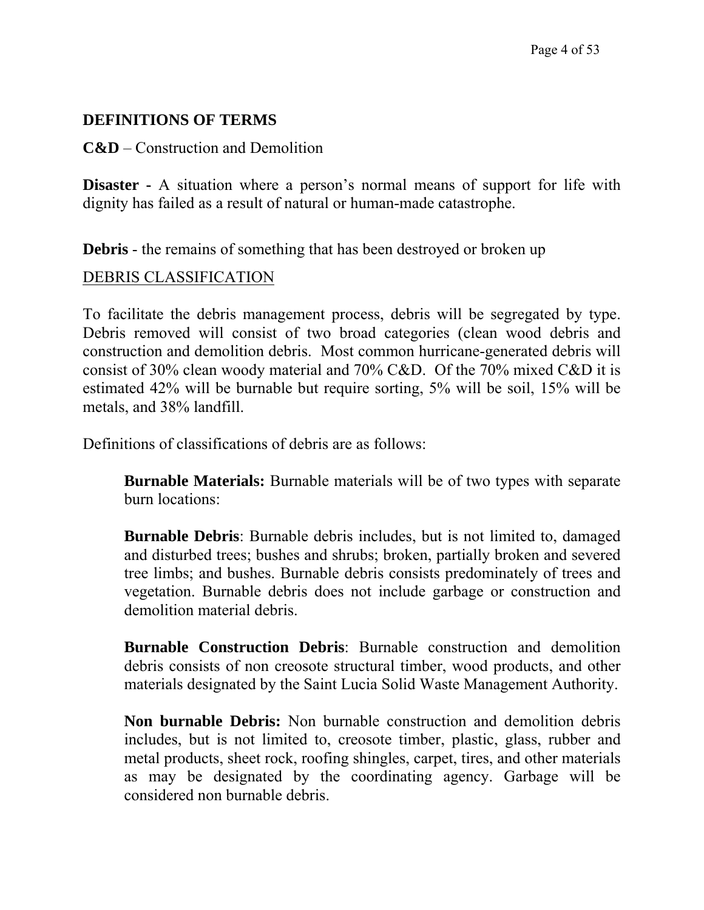## DEFINITIONS OF TERMS

**C&D** – Construction and Demolition

**Disaster -** A situation where a person's normal means of support for life with dignity has failed as a result of natural or human-made catastrophe.

**Debris** - the remains of something that has been destroyed or broken up

DEBRIS CLASSIFICATION

To facilitate the debris management process, debris will be segregated by type. Debris removed will consist of two broad categories (clean wood debris and construction and demolition debris. Most common hurricane-generated debris will consist of 30% clean woody material and 70% C&D. Of the 70% mixed C&D it is estimated 42% will be burnable but require sorting, 5% will be soil, 15% will be metals, and 38% landfill.

Definitions of classifications of debris are as follows:

> **Burnable Materials:** Burnable materials will be of two types with separate burn locations:
>
> **Burnable Debris**: Burnable debris includes, but is not limited to, damaged and disturbed trees; bushes and shrubs; broken, partially broken and severed tree limbs; and bushes. Burnable debris consists predominately of trees and vegetation. Burnable debris does not include garbage or construction and demolition material debris.
>
> **Burnable Construction Debris**: Burnable construction and demolition debris consists of non creosote structural timber, wood products, and other materials designated by the Saint Lucia Solid Waste Management Authority.
>
> **Non burnable Debris:** Non burnable construction and demolition debris includes, but is not limited to, creosote timber, plastic, glass, rubber and metal products, sheet rock, roofing shingles, carpet, tires, and other materials as may be designated by the coordinating agency. Garbage will be considered non burnable debris.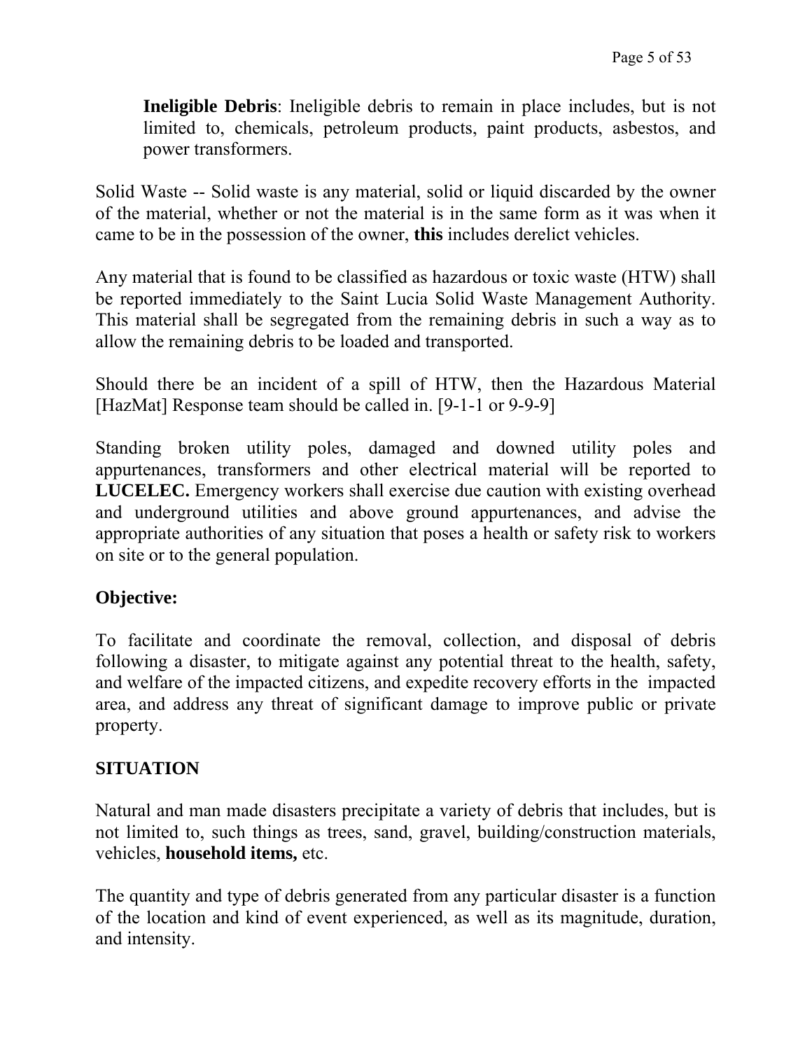**Ineligible Debris**: Ineligible debris to remain in place includes, but is not limited to, chemicals, petroleum products, paint products, asbestos, and power transformers.

Solid Waste -- Solid waste is any material, solid or liquid discarded by the owner of the material, whether or not the material is in the same form as it was when it came to be in the possession of the owner, **this** includes derelict vehicles.

Any material that is found to be classified as hazardous or toxic waste (HTW) shall be reported immediately to the Saint Lucia Solid Waste Management Authority. This material shall be segregated from the remaining debris in such a way as to allow the remaining debris to be loaded and transported.

Should there be an incident of a spill of HTW, then the Hazardous Material [HazMat] Response team should be called in. [9-1-1 or 9-9-9]

Standing broken utility poles, damaged and downed utility poles and appurtenances, transformers and other electrical material will be reported to **LUCELEC.** Emergency workers shall exercise due caution with existing overhead and underground utilities and above ground appurtenances, and advise the appropriate authorities of any situation that poses a health or safety risk to workers on site or to the general population.

**Objective:**

To facilitate and coordinate the removal, collection, and disposal of debris following a disaster, to mitigate against any potential threat to the health, safety, and welfare of the impacted citizens, and expedite recovery efforts in the impacted area, and address any threat of significant damage to improve public or private property.

**SITUATION**

Natural and man made disasters precipitate a variety of debris that includes, but is not limited to, such things as trees, sand, gravel, building/construction materials, vehicles, **household items,** etc.

The quantity and type of debris generated from any particular disaster is a function of the location and kind of event experienced, as well as its magnitude, duration, and intensity.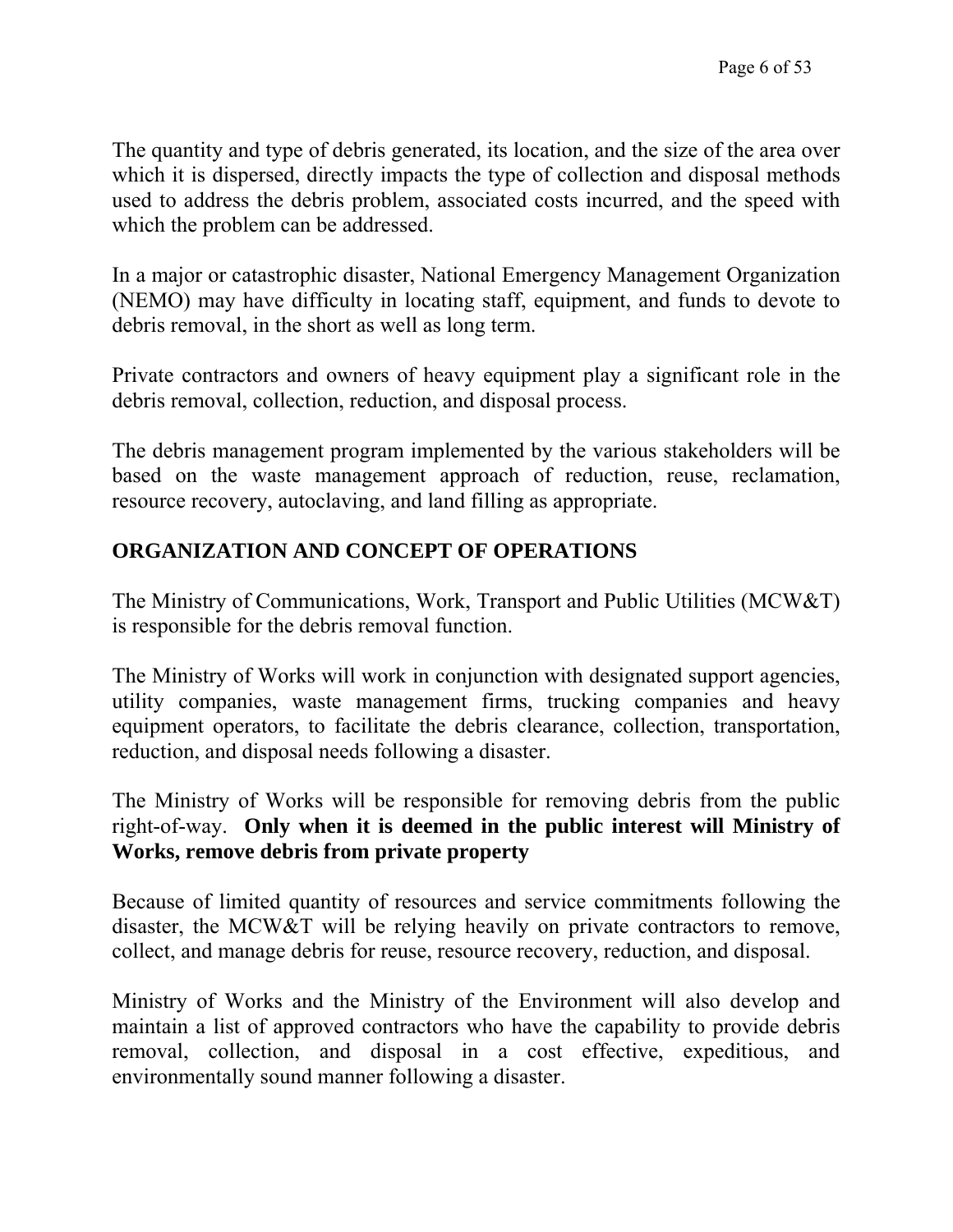The quantity and type of debris generated, its location, and the size of the area over which it is dispersed, directly impacts the type of collection and disposal methods used to address the debris problem, associated costs incurred, and the speed with which the problem can be addressed.

In a major or catastrophic disaster, National Emergency Management Organization (NEMO) may have difficulty in locating staff, equipment, and funds to devote to debris removal, in the short as well as long term.

Private contractors and owners of heavy equipment play a significant role in the debris removal, collection, reduction, and disposal process.

The debris management program implemented by the various stakeholders will be based on the waste management approach of reduction, reuse, reclamation, resource recovery, autoclaving, and land filling as appropriate.

## ORGANIZATION AND CONCEPT OF OPERATIONS

The Ministry of Communications, Work, Transport and Public Utilities (MCW&T) is responsible for the debris removal function.

The Ministry of Works will work in conjunction with designated support agencies, utility companies, waste management firms, trucking companies and heavy equipment operators, to facilitate the debris clearance, collection, transportation, reduction, and disposal needs following a disaster.

The Ministry of Works will be responsible for removing debris from the public right-of-way. **Only when it is deemed in the public interest will Ministry of Works, remove debris from private property**

Because of limited quantity of resources and service commitments following the disaster, the MCW&T will be relying heavily on private contractors to remove, collect, and manage debris for reuse, resource recovery, reduction, and disposal.

Ministry of Works and the Ministry of the Environment will also develop and maintain a list of approved contractors who have the capability to provide debris removal, collection, and disposal in a cost effective, expeditious, and environmentally sound manner following a disaster.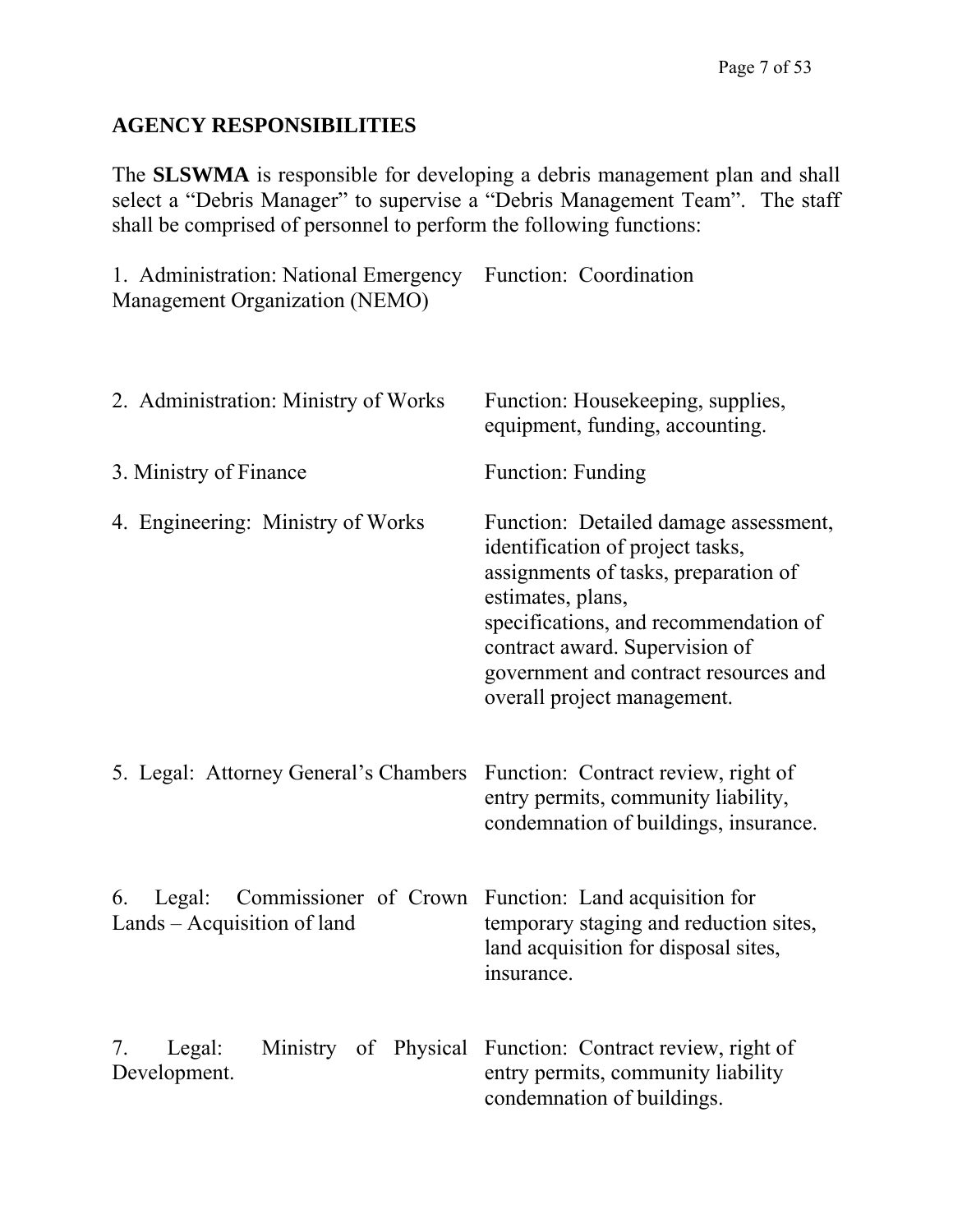## AGENCY RESPONSIBILITIES

The **SLSWMA** is responsible for developing a debris management plan and shall select a "Debris Manager" to supervise a "Debris Management Team". The staff shall be comprised of personnel to perform the following functions:

| | |
|---|---|
| 1. Administration: National Emergency Management Organization (NEMO) | Function: Coordination |
| 2. Administration: Ministry of Works | Function: Housekeeping, supplies, equipment, funding, accounting. |
| 3. Ministry of Finance | Function: Funding |
| 4. Engineering: Ministry of Works | Function: Detailed damage assessment, identification of project tasks, assignments of tasks, preparation of estimates, plans, specifications, and recommendation of contract award. Supervision of government and contract resources and overall project management. |
| 5. Legal: Attorney General's Chambers | Function: Contract review, right of entry permits, community liability, condemnation of buildings, insurance. |
| 6. Legal: Commissioner of Crown Lands – Acquisition of land | Function: Land acquisition for temporary staging and reduction sites, land acquisition for disposal sites, insurance. |
| 7. Legal: Ministry of Physical Development. | Function: Contract review, right of entry permits, community liability condemnation of buildings. |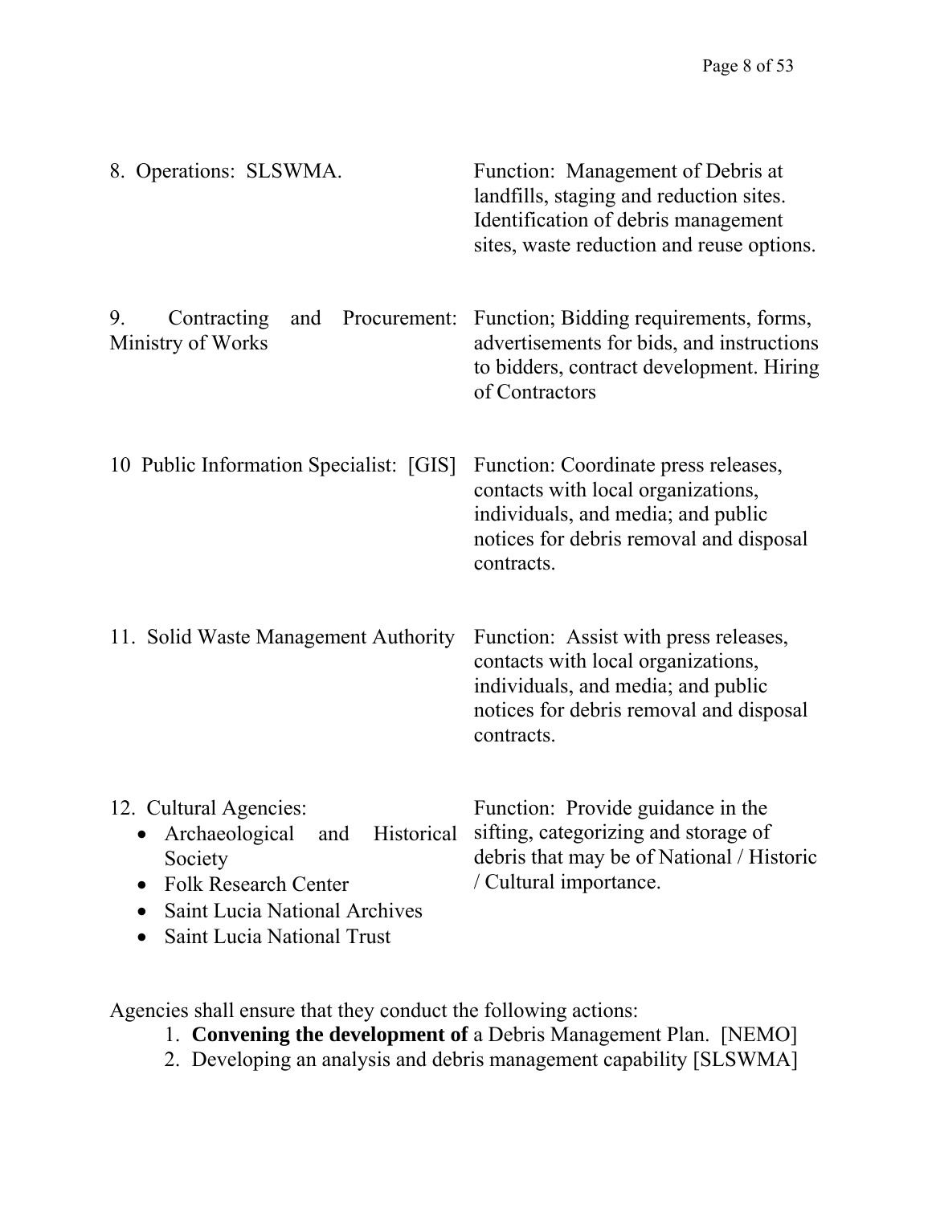| | |
|---|---|
| 8. Operations: SLSWMA. | Function: Management of Debris at landfills, staging and reduction sites. Identification of debris management sites, waste reduction and reuse options. |
| 9. Contracting and Procurement: Ministry of Works | Function; Bidding requirements, forms, advertisements for bids, and instructions to bidders, contract development. Hiring of Contractors |
| 10 Public Information Specialist: [GIS] | Function: Coordinate press releases, contacts with local organizations, individuals, and media; and public notices for debris removal and disposal contracts. |
| 11. Solid Waste Management Authority | Function: Assist with press releases, contacts with local organizations, individuals, and media; and public notices for debris removal and disposal contracts. |
| 12. Cultural Agencies:<br>• Archaeological and Historical Society<br>• Folk Research Center<br>• Saint Lucia National Archives<br>• Saint Lucia National Trust | Function: Provide guidance in the sifting, categorizing and storage of debris that may be of National / Historic / Cultural importance. |

Agencies shall ensure that they conduct the following actions:

1. **Convening the development of** a Debris Management Plan. [NEMO]
2. Developing an analysis and debris management capability [SLSWMA]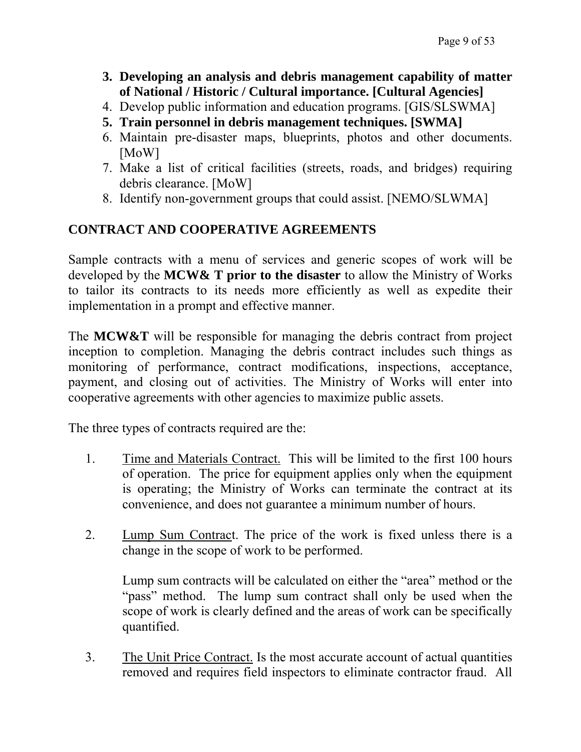3. **Developing an analysis and debris management capability of matter of National / Historic / Cultural importance. [Cultural Agencies]**
4. Develop public information and education programs. [GIS/SLSWMA]
5. **Train personnel in debris management techniques. [SWMA]**
6. Maintain pre-disaster maps, blueprints, photos and other documents. [MoW]
7. Make a list of critical facilities (streets, roads, and bridges) requiring debris clearance. [MoW]
8. Identify non-government groups that could assist. [NEMO/SLWMA]

## CONTRACT AND COOPERATIVE AGREEMENTS

Sample contracts with a menu of services and generic scopes of work will be developed by the **MCW& T prior to the disaster** to allow the Ministry of Works to tailor its contracts to its needs more efficiently as well as expedite their implementation in a prompt and effective manner.

The **MCW&T** will be responsible for managing the debris contract from project inception to completion. Managing the debris contract includes such things as monitoring of performance, contract modifications, inspections, acceptance, payment, and closing out of activities. The Ministry of Works will enter into cooperative agreements with other agencies to maximize public assets.

The three types of contracts required are the:

1. Time and Materials Contract. This will be limited to the first 100 hours of operation. The price for equipment applies only when the equipment is operating; the Ministry of Works can terminate the contract at its convenience, and does not guarantee a minimum number of hours.

2. Lump Sum Contract. The price of the work is fixed unless there is a change in the scope of work to be performed.

   Lump sum contracts will be calculated on either the "area" method or the "pass" method. The lump sum contract shall only be used when the scope of work is clearly defined and the areas of work can be specifically quantified.

3. The Unit Price Contract. Is the most accurate account of actual quantities removed and requires field inspectors to eliminate contractor fraud. All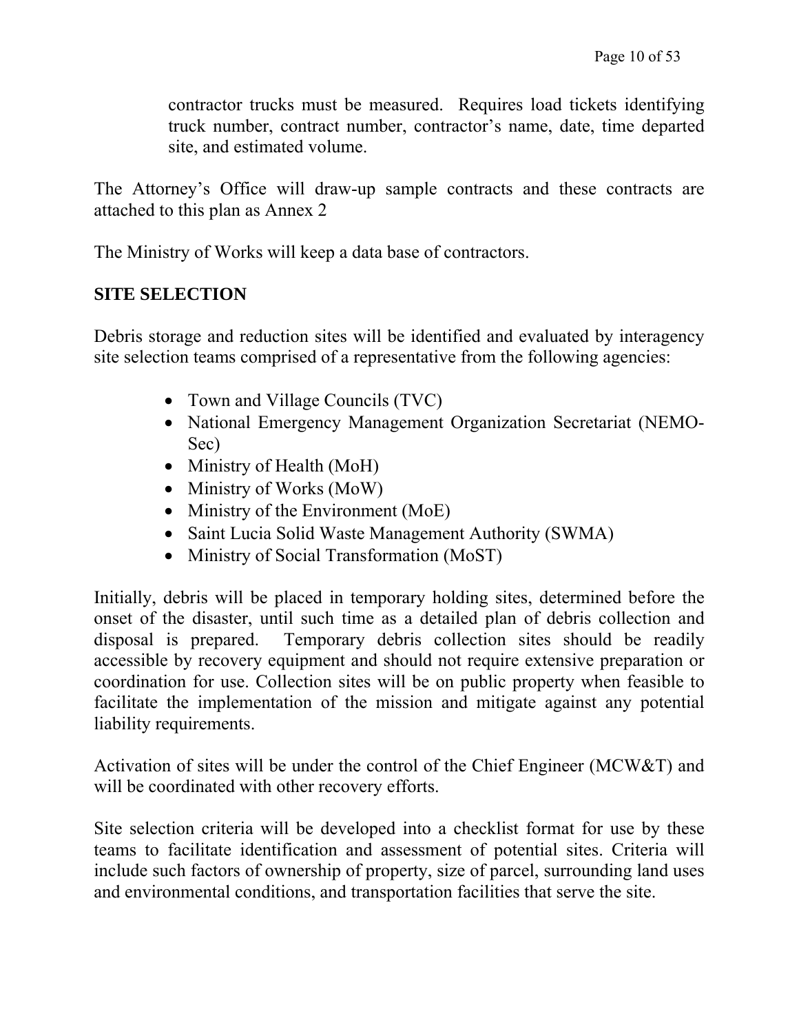contractor trucks must be measured. Requires load tickets identifying truck number, contract number, contractor's name, date, time departed site, and estimated volume.

The Attorney's Office will draw-up sample contracts and these contracts are attached to this plan as Annex 2

The Ministry of Works will keep a data base of contractors.

## SITE SELECTION

Debris storage and reduction sites will be identified and evaluated by interagency site selection teams comprised of a representative from the following agencies:

- Town and Village Councils (TVC)
- National Emergency Management Organization Secretariat (NEMO-Sec)
- Ministry of Health (MoH)
- Ministry of Works (MoW)
- Ministry of the Environment (MoE)
- Saint Lucia Solid Waste Management Authority (SWMA)
- Ministry of Social Transformation (MoST)

Initially, debris will be placed in temporary holding sites, determined before the onset of the disaster, until such time as a detailed plan of debris collection and disposal is prepared. Temporary debris collection sites should be readily accessible by recovery equipment and should not require extensive preparation or coordination for use. Collection sites will be on public property when feasible to facilitate the implementation of the mission and mitigate against any potential liability requirements.

Activation of sites will be under the control of the Chief Engineer (MCW&T) and will be coordinated with other recovery efforts.

Site selection criteria will be developed into a checklist format for use by these teams to facilitate identification and assessment of potential sites. Criteria will include such factors of ownership of property, size of parcel, surrounding land uses and environmental conditions, and transportation facilities that serve the site.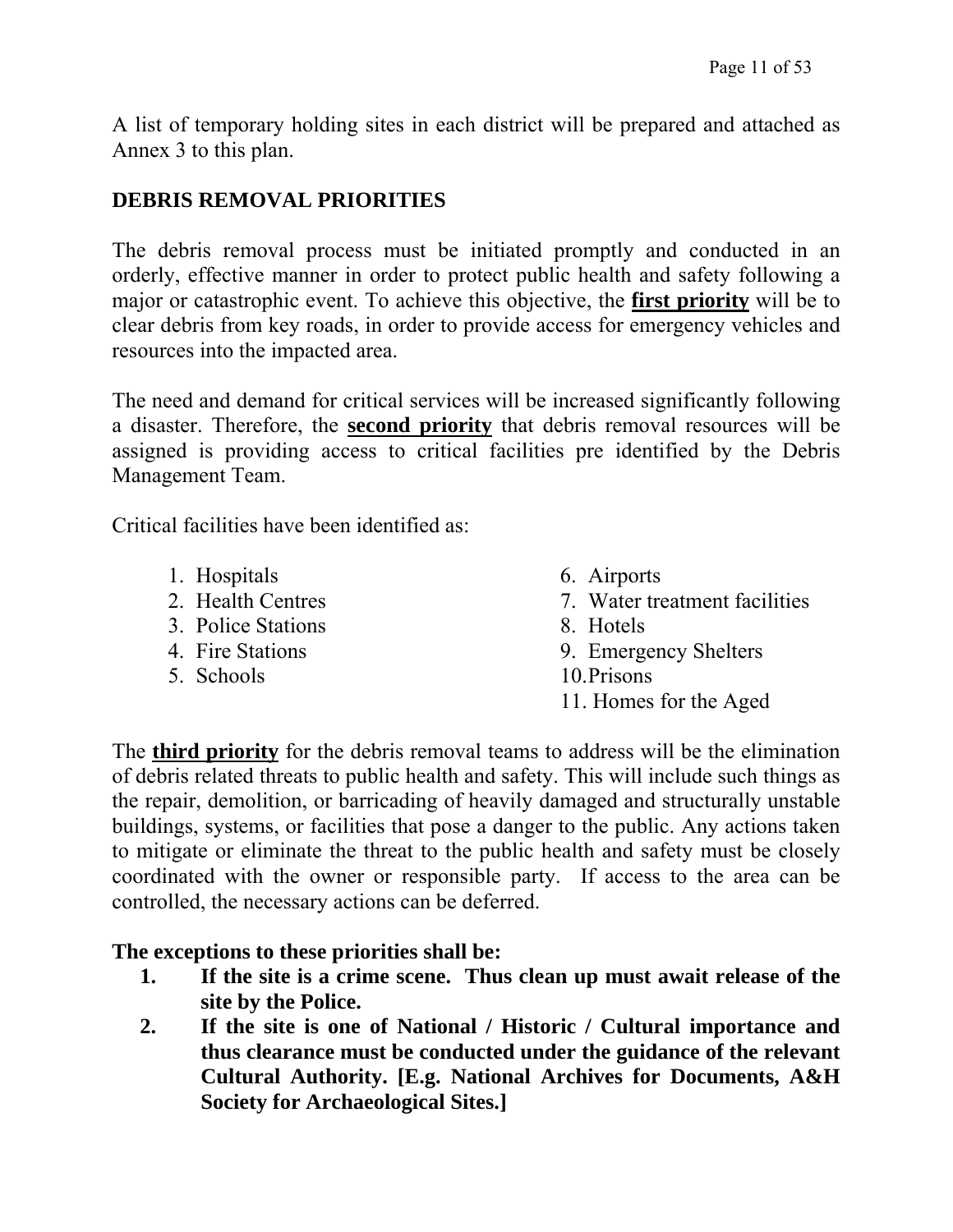A list of temporary holding sites in each district will be prepared and attached as Annex 3 to this plan.

## DEBRIS REMOVAL PRIORITIES

The debris removal process must be initiated promptly and conducted in an orderly, effective manner in order to protect public health and safety following a major or catastrophic event. To achieve this objective, the **first priority** will be to clear debris from key roads, in order to provide access for emergency vehicles and resources into the impacted area.

The need and demand for critical services will be increased significantly following a disaster. Therefore, the **second priority** that debris removal resources will be assigned is providing access to critical facilities pre identified by the Debris Management Team.

Critical facilities have been identified as:

1. Hospitals
2. Health Centres
3. Police Stations
4. Fire Stations
5. Schools
6. Airports
7. Water treatment facilities
8. Hotels
9. Emergency Shelters
10. Prisons
11. Homes for the Aged

The **third priority** for the debris removal teams to address will be the elimination of debris related threats to public health and safety. This will include such things as the repair, demolition, or barricading of heavily damaged and structurally unstable buildings, systems, or facilities that pose a danger to the public. Any actions taken to mitigate or eliminate the threat to the public health and safety must be closely coordinated with the owner or responsible party. If access to the area can be controlled, the necessary actions can be deferred.

**The exceptions to these priorities shall be:**

1. **If the site is a crime scene. Thus clean up must await release of the site by the Police.**
2. **If the site is one of National / Historic / Cultural importance and thus clearance must be conducted under the guidance of the relevant Cultural Authority. [E.g. National Archives for Documents, A&H Society for Archaeological Sites.]**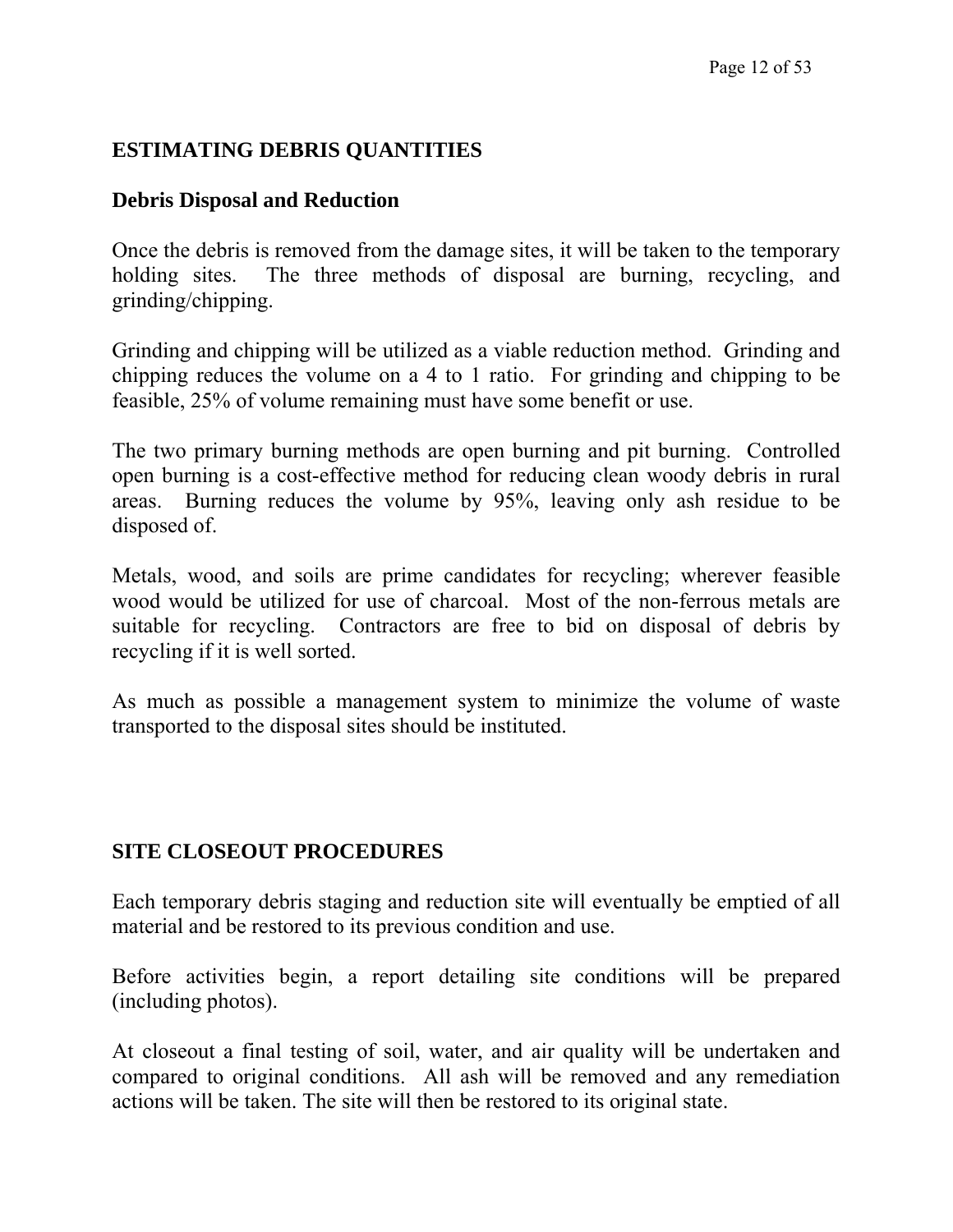## ESTIMATING DEBRIS QUANTITIES

### Debris Disposal and Reduction

Once the debris is removed from the damage sites, it will be taken to the temporary holding sites. The three methods of disposal are burning, recycling, and grinding/chipping.

Grinding and chipping will be utilized as a viable reduction method. Grinding and chipping reduces the volume on a 4 to 1 ratio. For grinding and chipping to be feasible, 25% of volume remaining must have some benefit or use.

The two primary burning methods are open burning and pit burning. Controlled open burning is a cost-effective method for reducing clean woody debris in rural areas. Burning reduces the volume by 95%, leaving only ash residue to be disposed of.

Metals, wood, and soils are prime candidates for recycling; wherever feasible wood would be utilized for use of charcoal. Most of the non-ferrous metals are suitable for recycling. Contractors are free to bid on disposal of debris by recycling if it is well sorted.

As much as possible a management system to minimize the volume of waste transported to the disposal sites should be instituted.

## SITE CLOSEOUT PROCEDURES

Each temporary debris staging and reduction site will eventually be emptied of all material and be restored to its previous condition and use.

Before activities begin, a report detailing site conditions will be prepared (including photos).

At closeout a final testing of soil, water, and air quality will be undertaken and compared to original conditions. All ash will be removed and any remediation actions will be taken. The site will then be restored to its original state.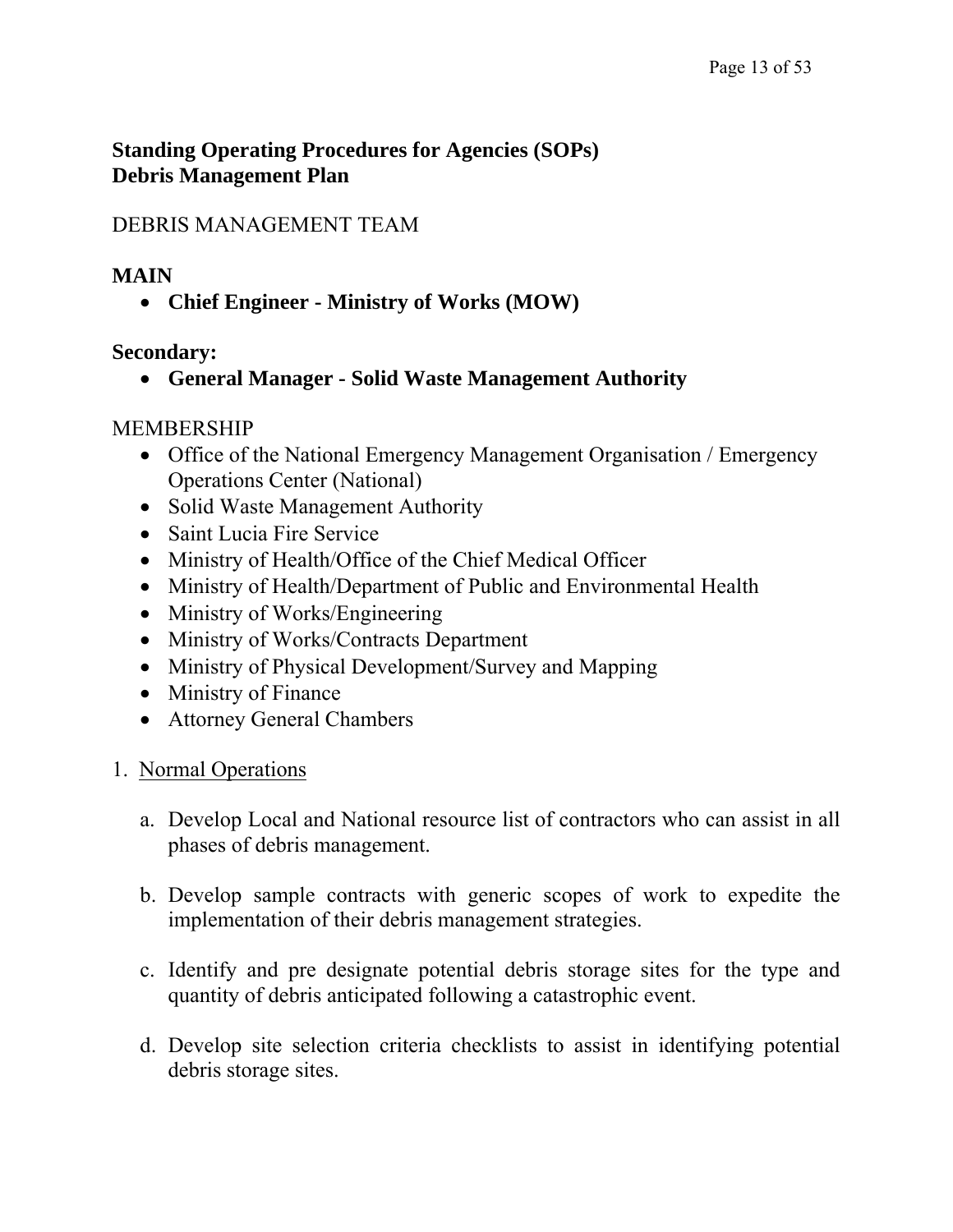**Standing Operating Procedures for Agencies (SOPs)**
**Debris Management Plan**

DEBRIS MANAGEMENT TEAM

**MAIN**

- **Chief Engineer - Ministry of Works (MOW)**

**Secondary:**

- **General Manager - Solid Waste Management Authority**

MEMBERSHIP

- Office of the National Emergency Management Organisation / Emergency Operations Center (National)
- Solid Waste Management Authority
- Saint Lucia Fire Service
- Ministry of Health/Office of the Chief Medical Officer
- Ministry of Health/Department of Public and Environmental Health
- Ministry of Works/Engineering
- Ministry of Works/Contracts Department
- Ministry of Physical Development/Survey and Mapping
- Ministry of Finance
- Attorney General Chambers

1. Normal Operations

   a. Develop Local and National resource list of contractors who can assist in all phases of debris management.

   b. Develop sample contracts with generic scopes of work to expedite the implementation of their debris management strategies.

   c. Identify and pre designate potential debris storage sites for the type and quantity of debris anticipated following a catastrophic event.

   d. Develop site selection criteria checklists to assist in identifying potential debris storage sites.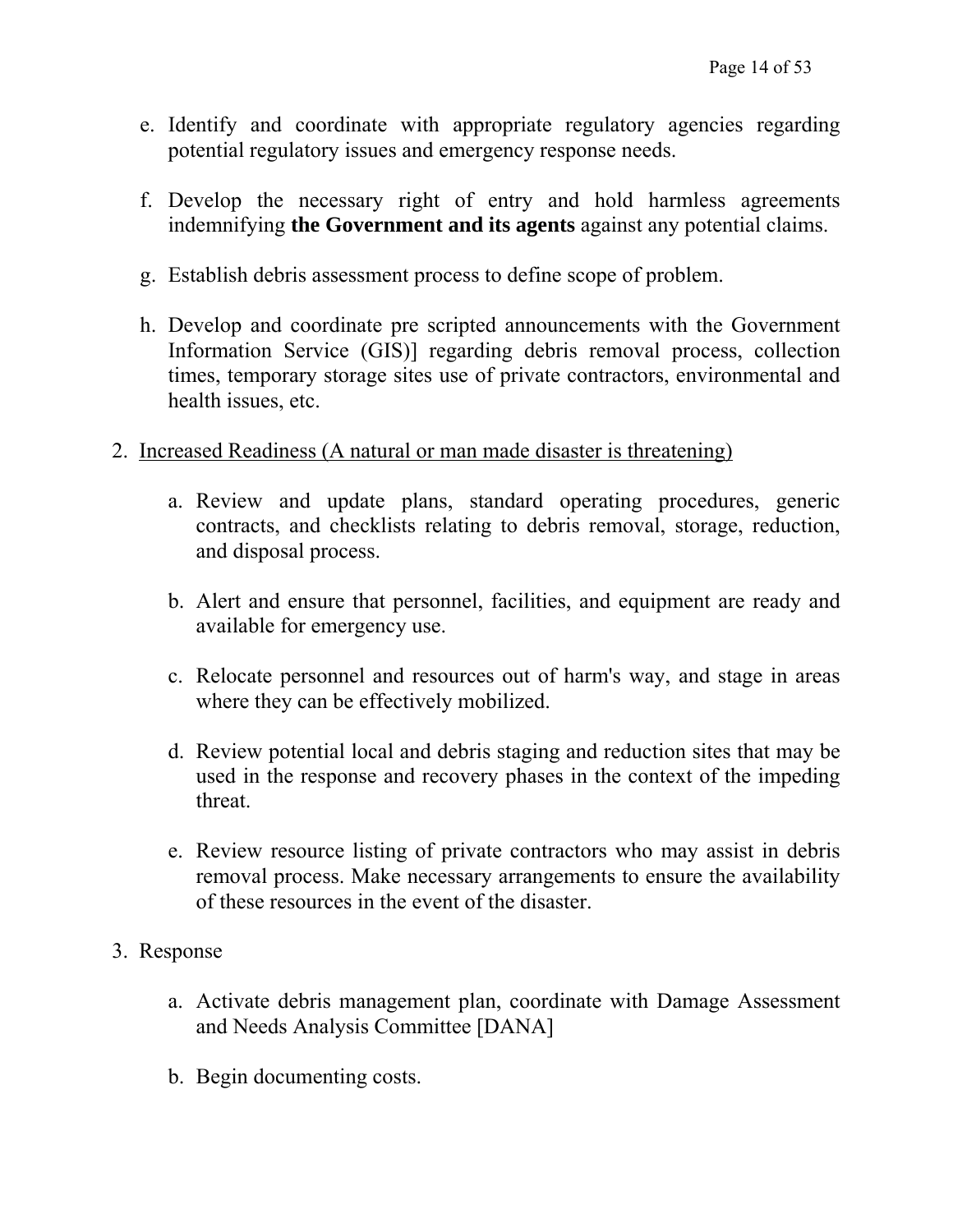e. Identify and coordinate with appropriate regulatory agencies regarding potential regulatory issues and emergency response needs.

f. Develop the necessary right of entry and hold harmless agreements indemnifying **the Government and its agents** against any potential claims.

g. Establish debris assessment process to define scope of problem.

h. Develop and coordinate pre scripted announcements with the Government Information Service (GIS)] regarding debris removal process, collection times, temporary storage sites use of private contractors, environmental and health issues, etc.

2. Increased Readiness (A natural or man made disaster is threatening)

   a. Review and update plans, standard operating procedures, generic contracts, and checklists relating to debris removal, storage, reduction, and disposal process.

   b. Alert and ensure that personnel, facilities, and equipment are ready and available for emergency use.

   c. Relocate personnel and resources out of harm's way, and stage in areas where they can be effectively mobilized.

   d. Review potential local and debris staging and reduction sites that may be used in the response and recovery phases in the context of the impeding threat.

   e. Review resource listing of private contractors who may assist in debris removal process. Make necessary arrangements to ensure the availability of these resources in the event of the disaster.

3. Response

   a. Activate debris management plan, coordinate with Damage Assessment and Needs Analysis Committee [DANA]

   b. Begin documenting costs.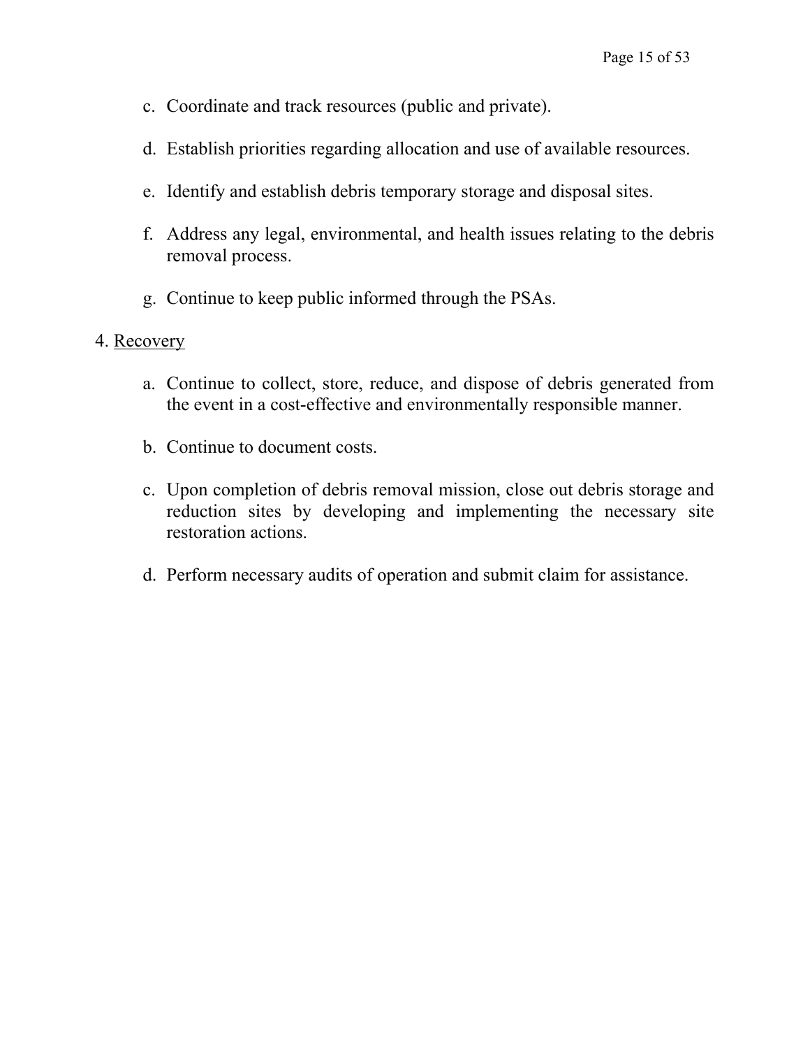c. Coordinate and track resources (public and private).

d. Establish priorities regarding allocation and use of available resources.

e. Identify and establish debris temporary storage and disposal sites.

f. Address any legal, environmental, and health issues relating to the debris removal process.

g. Continue to keep public informed through the PSAs.

4. Recovery

   a. Continue to collect, store, reduce, and dispose of debris generated from the event in a cost-effective and environmentally responsible manner.

   b. Continue to document costs.

   c. Upon completion of debris removal mission, close out debris storage and reduction sites by developing and implementing the necessary site restoration actions.

   d. Perform necessary audits of operation and submit claim for assistance.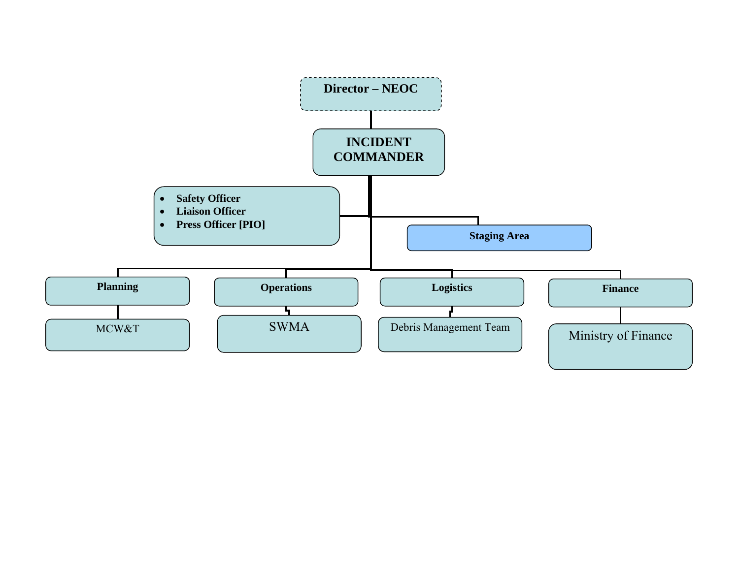**Director – NEOC**

**INCIDENT COMMANDER**

- **Safety Officer**
- **Liaison Officer**
- **Press Officer [PIO]**

**Staging Area**

**Planning**

MCW&T

**Operations**

SWMA

**Logistics**

Debris Management Team

**Finance**

Ministry of Finance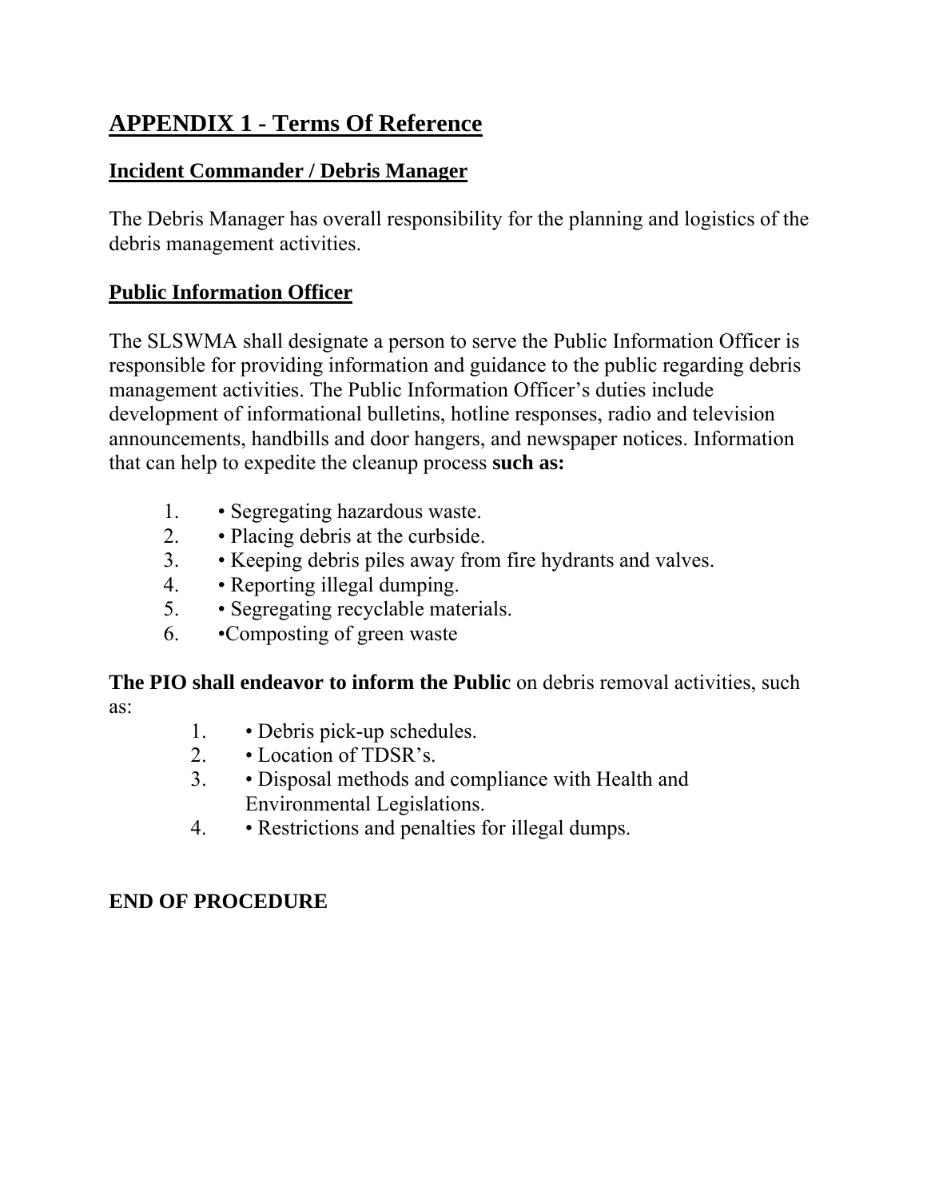## APPENDIX 1 - Terms Of Reference

### Incident Commander / Debris Manager

The Debris Manager has overall responsibility for the planning and logistics of the debris management activities.

### Public Information Officer

The SLSWMA shall designate a person to serve the Public Information Officer is responsible for providing information and guidance to the public regarding debris management activities. The Public Information Officer's duties include development of informational bulletins, hotline responses, radio and television announcements, handbills and door hangers, and newspaper notices. Information that can help to expedite the cleanup process **such as:**

1. • Segregating hazardous waste.
2. • Placing debris at the curbside.
3. • Keeping debris piles away from fire hydrants and valves.
4. • Reporting illegal dumping.
5. • Segregating recyclable materials.
6. •Composting of green waste

**The PIO shall endeavor to inform the Public** on debris removal activities, such as:

1. • Debris pick-up schedules.
2. • Location of TDSR's.
3. • Disposal methods and compliance with Health and Environmental Legislations.
4. • Restrictions and penalties for illegal dumps.

**END OF PROCEDURE**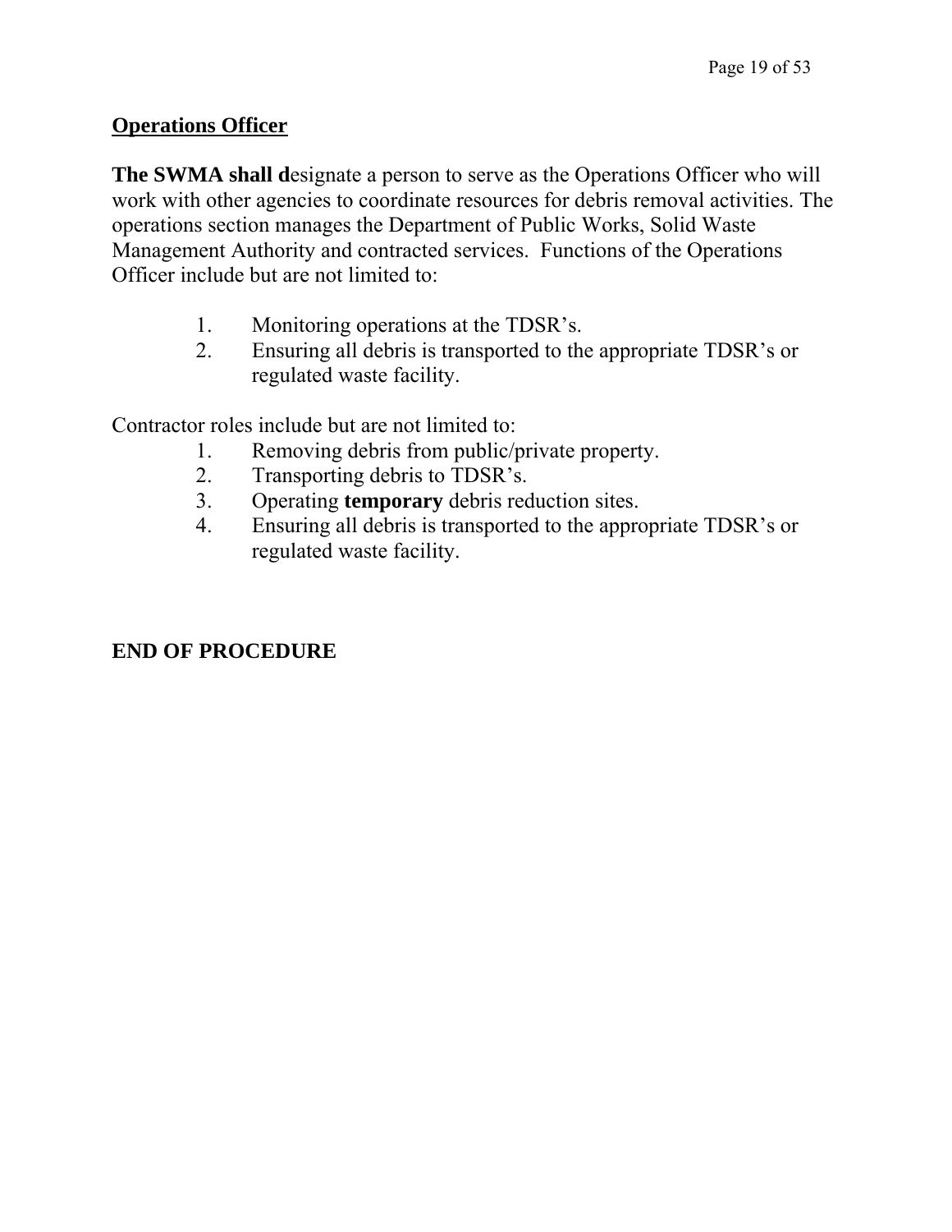## Operations Officer

**The SWMA shall d**esignate a person to serve as the Operations Officer who will work with other agencies to coordinate resources for debris removal activities. The operations section manages the Department of Public Works, Solid Waste Management Authority and contracted services. Functions of the Operations Officer include but are not limited to:

1. Monitoring operations at the TDSR's.
2. Ensuring all debris is transported to the appropriate TDSR's or regulated waste facility.

Contractor roles include but are not limited to:

1. Removing debris from public/private property.
2. Transporting debris to TDSR's.
3. Operating **temporary** debris reduction sites.
4. Ensuring all debris is transported to the appropriate TDSR's or regulated waste facility.

**END OF PROCEDURE**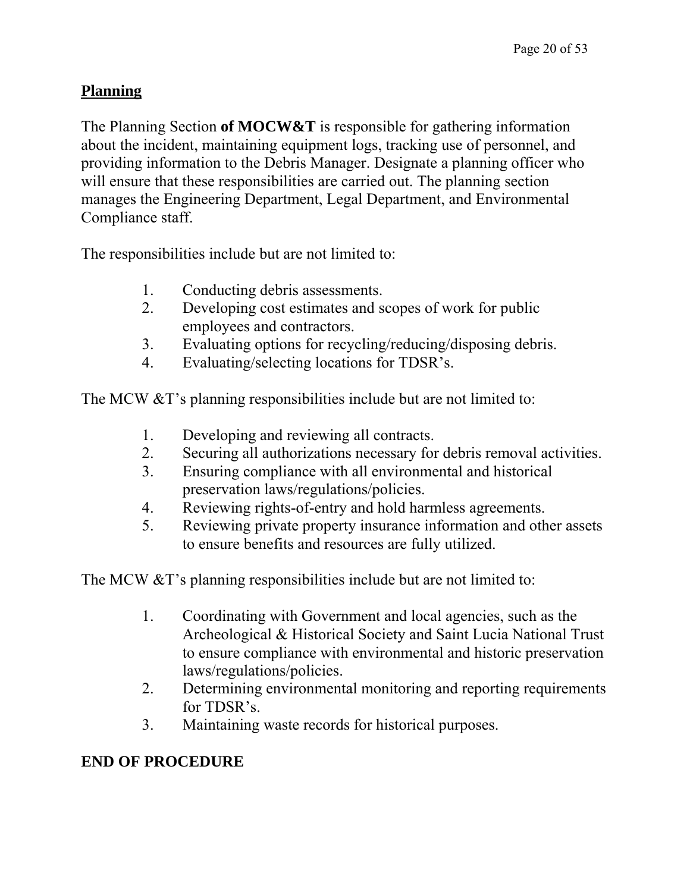## Planning

The Planning Section **of MOCW&T** is responsible for gathering information about the incident, maintaining equipment logs, tracking use of personnel, and providing information to the Debris Manager. Designate a planning officer who will ensure that these responsibilities are carried out. The planning section manages the Engineering Department, Legal Department, and Environmental Compliance staff.

The responsibilities include but are not limited to:

1. Conducting debris assessments.
2. Developing cost estimates and scopes of work for public employees and contractors.
3. Evaluating options for recycling/reducing/disposing debris.
4. Evaluating/selecting locations for TDSR's.

The MCW &T's planning responsibilities include but are not limited to:

1. Developing and reviewing all contracts.
2. Securing all authorizations necessary for debris removal activities.
3. Ensuring compliance with all environmental and historical preservation laws/regulations/policies.
4. Reviewing rights-of-entry and hold harmless agreements.
5. Reviewing private property insurance information and other assets to ensure benefits and resources are fully utilized.

The MCW &T's planning responsibilities include but are not limited to:

1. Coordinating with Government and local agencies, such as the Archeological & Historical Society and Saint Lucia National Trust to ensure compliance with environmental and historic preservation laws/regulations/policies.
2. Determining environmental monitoring and reporting requirements for TDSR's.
3. Maintaining waste records for historical purposes.

**END OF PROCEDURE**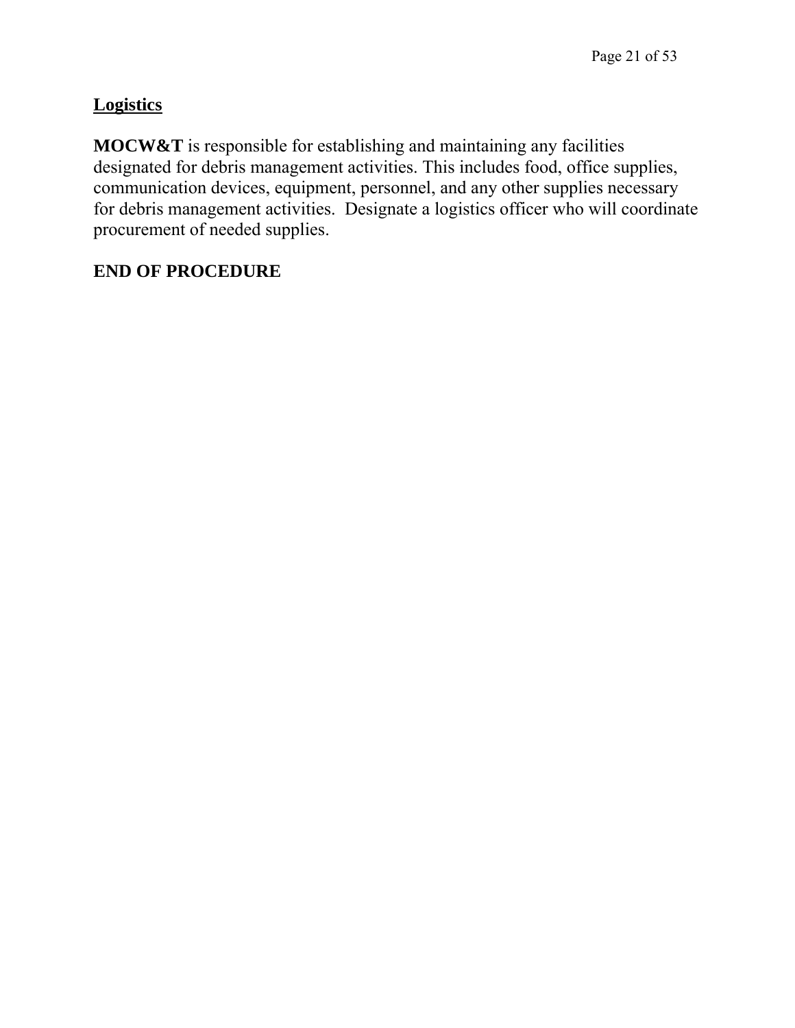## Logistics

**MOCW&T** is responsible for establishing and maintaining any facilities designated for debris management activities. This includes food, office supplies, communication devices, equipment, personnel, and any other supplies necessary for debris management activities.  Designate a logistics officer who will coordinate procurement of needed supplies.

**END OF PROCEDURE**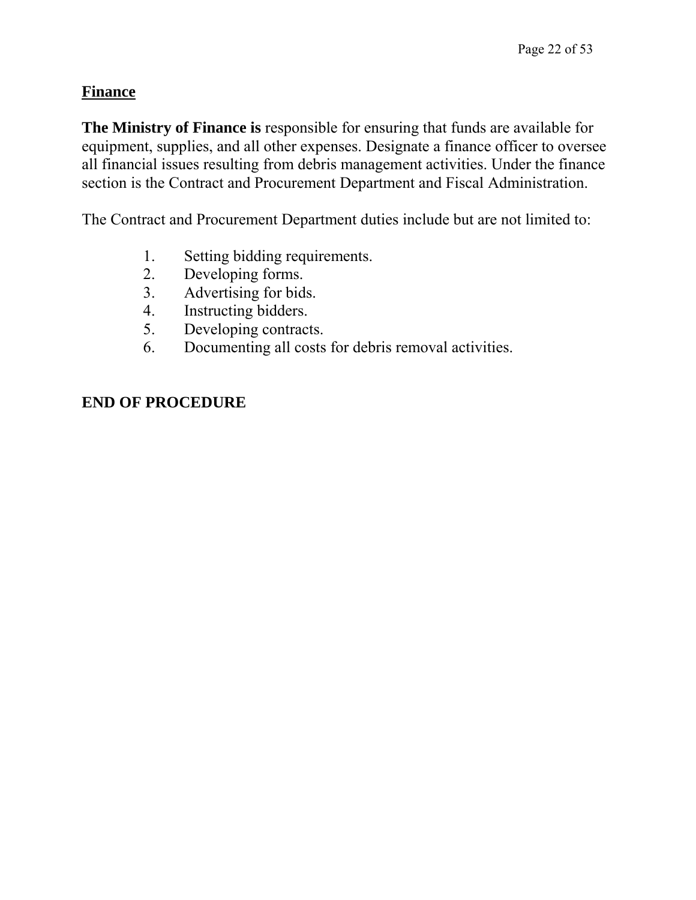## Finance

**The Ministry of Finance is** responsible for ensuring that funds are available for equipment, supplies, and all other expenses. Designate a finance officer to oversee all financial issues resulting from debris management activities. Under the finance section is the Contract and Procurement Department and Fiscal Administration.

The Contract and Procurement Department duties include but are not limited to:

1. Setting bidding requirements.
2. Developing forms.
3. Advertising for bids.
4. Instructing bidders.
5. Developing contracts.
6. Documenting all costs for debris removal activities.

**END OF PROCEDURE**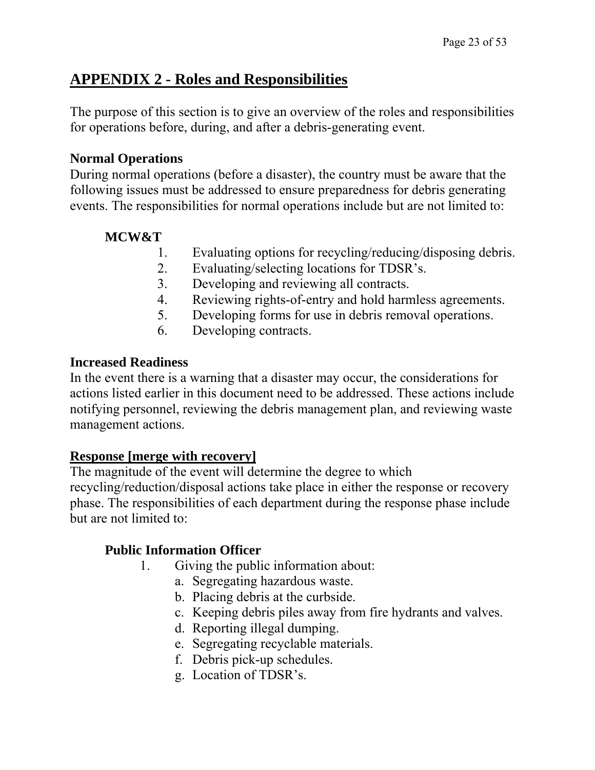## APPENDIX 2 - Roles and Responsibilities

The purpose of this section is to give an overview of the roles and responsibilities for operations before, during, and after a debris-generating event.

### Normal Operations

During normal operations (before a disaster), the country must be aware that the following issues must be addressed to ensure preparedness for debris generating events. The responsibilities for normal operations include but are not limited to:

**MCW&T**

1. Evaluating options for recycling/reducing/disposing debris.
2. Evaluating/selecting locations for TDSR's.
3. Developing and reviewing all contracts.
4. Reviewing rights-of-entry and hold harmless agreements.
5. Developing forms for use in debris removal operations.
6. Developing contracts.

### Increased Readiness

In the event there is a warning that a disaster may occur, the considerations for actions listed earlier in this document need to be addressed. These actions include notifying personnel, reviewing the debris management plan, and reviewing waste management actions.

### Response [merge with recovery]

The magnitude of the event will determine the degree to which recycling/reduction/disposal actions take place in either the response or recovery phase. The responsibilities of each department during the response phase include but are not limited to:

**Public Information Officer**

1. Giving the public information about:
   a. Segregating hazardous waste.
   b. Placing debris at the curbside.
   c. Keeping debris piles away from fire hydrants and valves.
   d. Reporting illegal dumping.
   e. Segregating recyclable materials.
   f. Debris pick-up schedules.
   g. Location of TDSR's.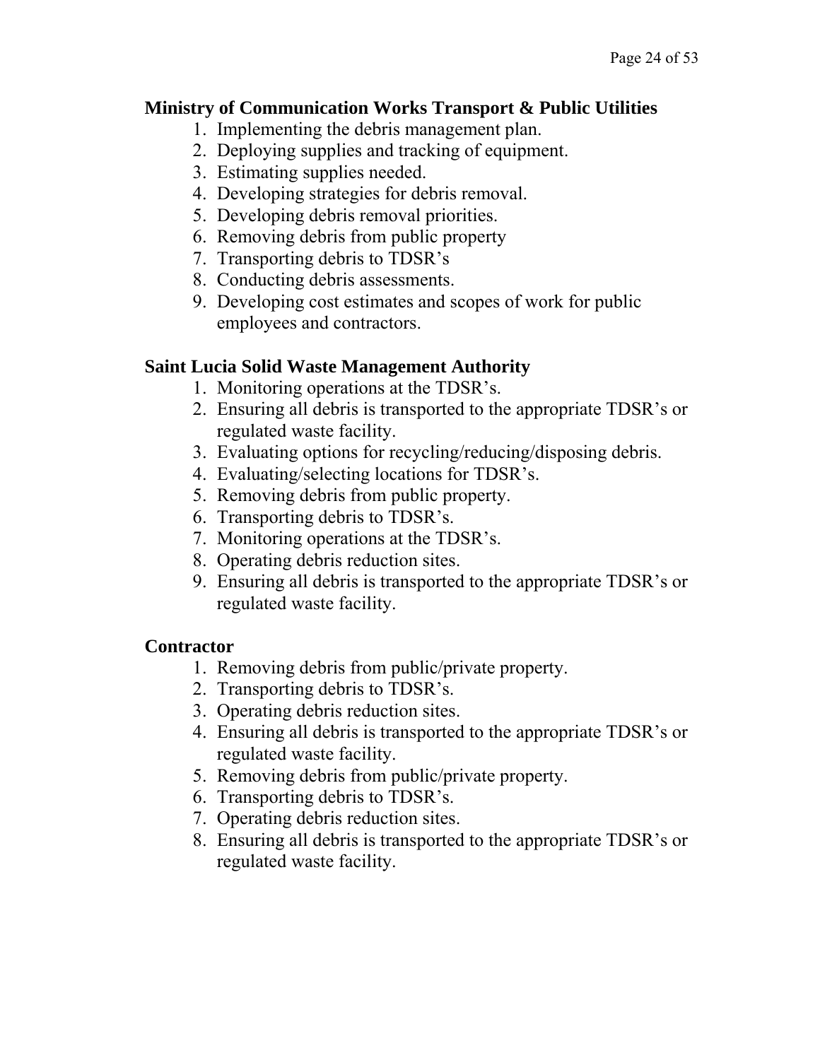**Ministry of Communication Works Transport & Public Utilities**

1. Implementing the debris management plan.
2. Deploying supplies and tracking of equipment.
3. Estimating supplies needed.
4. Developing strategies for debris removal.
5. Developing debris removal priorities.
6. Removing debris from public property
7. Transporting debris to TDSR's
8. Conducting debris assessments.
9. Developing cost estimates and scopes of work for public employees and contractors.

**Saint Lucia Solid Waste Management Authority**

1. Monitoring operations at the TDSR's.
2. Ensuring all debris is transported to the appropriate TDSR's or regulated waste facility.
3. Evaluating options for recycling/reducing/disposing debris.
4. Evaluating/selecting locations for TDSR's.
5. Removing debris from public property.
6. Transporting debris to TDSR's.
7. Monitoring operations at the TDSR's.
8. Operating debris reduction sites.
9. Ensuring all debris is transported to the appropriate TDSR's or regulated waste facility.

**Contractor**

1. Removing debris from public/private property.
2. Transporting debris to TDSR's.
3. Operating debris reduction sites.
4. Ensuring all debris is transported to the appropriate TDSR's or regulated waste facility.
5. Removing debris from public/private property.
6. Transporting debris to TDSR's.
7. Operating debris reduction sites.
8. Ensuring all debris is transported to the appropriate TDSR's or regulated waste facility.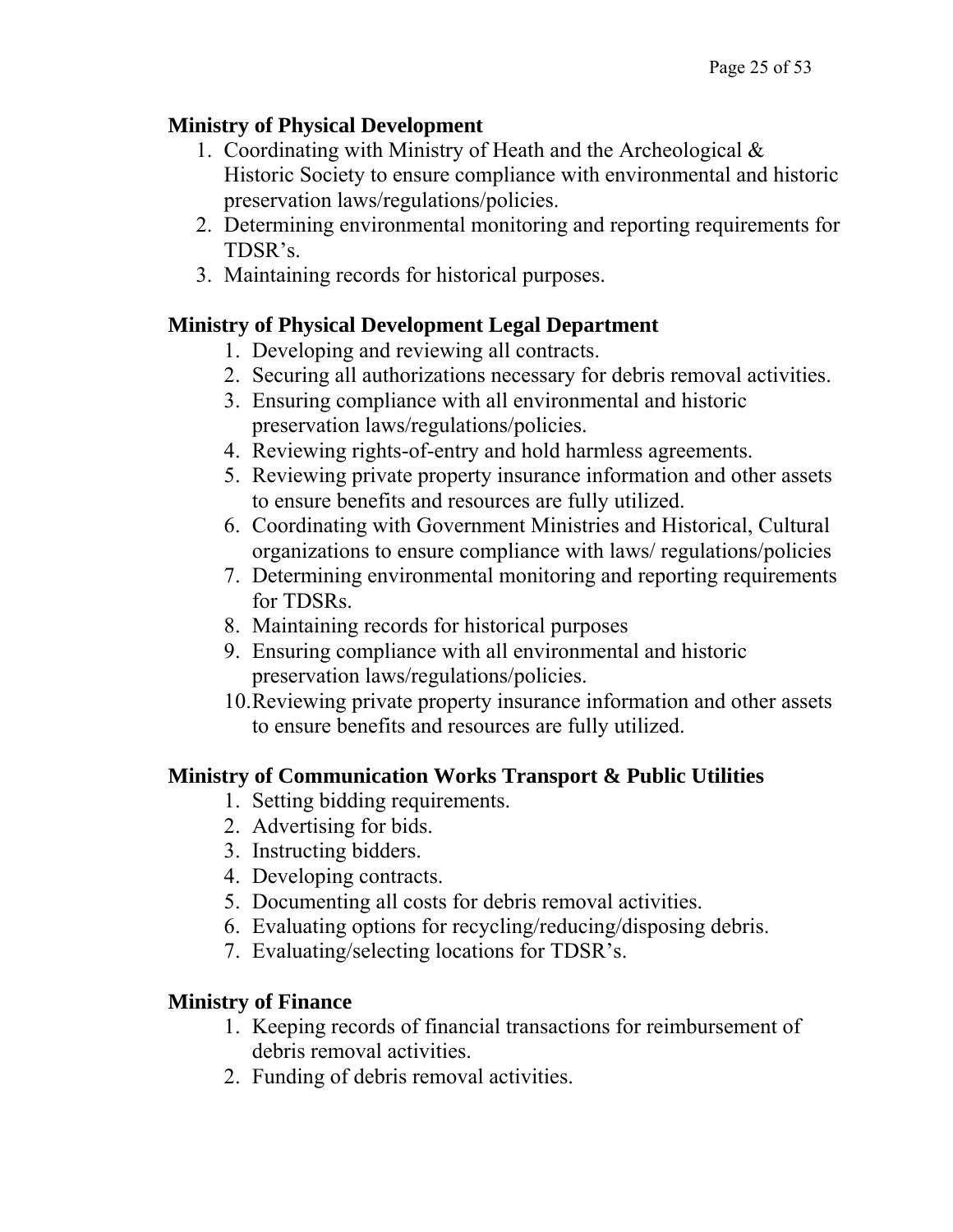**Ministry of Physical Development**

1. Coordinating with Ministry of Heath and the Archeological & Historic Society to ensure compliance with environmental and historic preservation laws/regulations/policies.
2. Determining environmental monitoring and reporting requirements for TDSR's.
3. Maintaining records for historical purposes.

**Ministry of Physical Development Legal Department**

1. Developing and reviewing all contracts.
2. Securing all authorizations necessary for debris removal activities.
3. Ensuring compliance with all environmental and historic preservation laws/regulations/policies.
4. Reviewing rights-of-entry and hold harmless agreements.
5. Reviewing private property insurance information and other assets to ensure benefits and resources are fully utilized.
6. Coordinating with Government Ministries and Historical, Cultural organizations to ensure compliance with laws/ regulations/policies
7. Determining environmental monitoring and reporting requirements for TDSRs.
8. Maintaining records for historical purposes
9. Ensuring compliance with all environmental and historic preservation laws/regulations/policies.
10. Reviewing private property insurance information and other assets to ensure benefits and resources are fully utilized.

**Ministry of Communication Works Transport & Public Utilities**

1. Setting bidding requirements.
2. Advertising for bids.
3. Instructing bidders.
4. Developing contracts.
5. Documenting all costs for debris removal activities.
6. Evaluating options for recycling/reducing/disposing debris.
7. Evaluating/selecting locations for TDSR's.

**Ministry of Finance**

1. Keeping records of financial transactions for reimbursement of debris removal activities.
2. Funding of debris removal activities.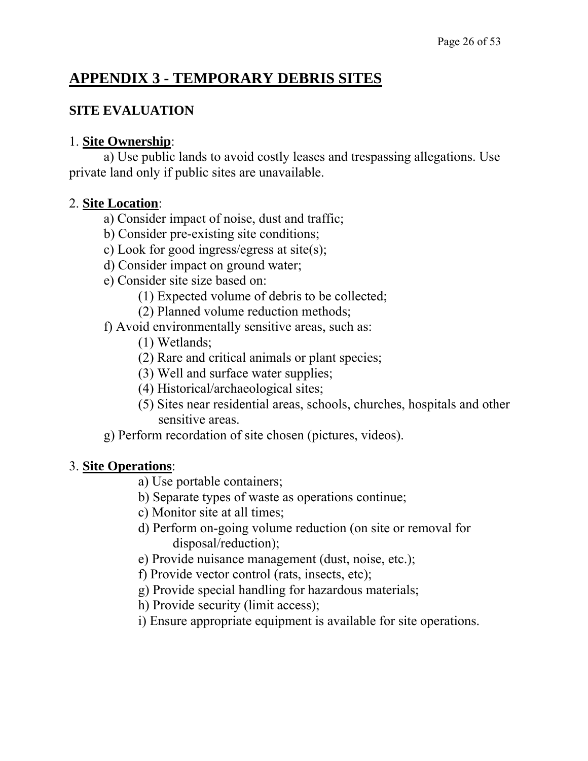# APPENDIX 3 - TEMPORARY DEBRIS SITES

## SITE EVALUATION

1. **Site Ownership**:
   a) Use public lands to avoid costly leases and trespassing allegations. Use private land only if public sites are unavailable.

2. **Site Location**:
   - a) Consider impact of noise, dust and traffic;
   - b) Consider pre-existing site conditions;
   - c) Look for good ingress/egress at site(s);
   - d) Consider impact on ground water;
   - e) Consider site size based on:
     - (1) Expected volume of debris to be collected;
     - (2) Planned volume reduction methods;
   - f) Avoid environmentally sensitive areas, such as:
     - (1) Wetlands;
     - (2) Rare and critical animals or plant species;
     - (3) Well and surface water supplies;
     - (4) Historical/archaeological sites;
     - (5) Sites near residential areas, schools, churches, hospitals and other sensitive areas.
   - g) Perform recordation of site chosen (pictures, videos).

3. **Site Operations**:
   - a) Use portable containers;
   - b) Separate types of waste as operations continue;
   - c) Monitor site at all times;
   - d) Perform on-going volume reduction (on site or removal for disposal/reduction);
   - e) Provide nuisance management (dust, noise, etc.);
   - f) Provide vector control (rats, insects, etc);
   - g) Provide special handling for hazardous materials;
   - h) Provide security (limit access);
   - i) Ensure appropriate equipment is available for site operations.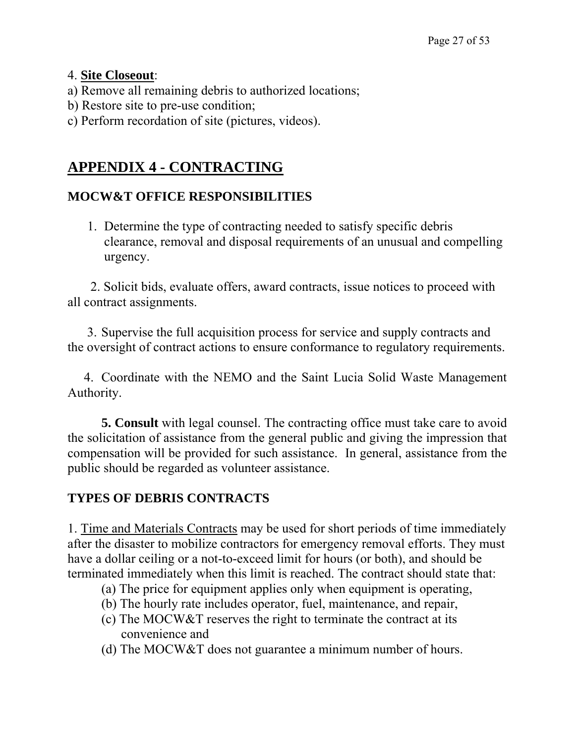4. **Site Closeout**:

a) Remove all remaining debris to authorized locations;

b) Restore site to pre-use condition;

c) Perform recordation of site (pictures, videos).

## APPENDIX 4 - CONTRACTING

### MOCW&T OFFICE RESPONSIBILITIES

1. Determine the type of contracting needed to satisfy specific debris clearance, removal and disposal requirements of an unusual and compelling urgency.

2. Solicit bids, evaluate offers, award contracts, issue notices to proceed with all contract assignments.

3. Supervise the full acquisition process for service and supply contracts and the oversight of contract actions to ensure conformance to regulatory requirements.

4. Coordinate with the NEMO and the Saint Lucia Solid Waste Management Authority.

5. **Consult** with legal counsel. The contracting office must take care to avoid the solicitation of assistance from the general public and giving the impression that compensation will be provided for such assistance. In general, assistance from the public should be regarded as volunteer assistance.

### TYPES OF DEBRIS CONTRACTS

1. Time and Materials Contracts may be used for short periods of time immediately after the disaster to mobilize contractors for emergency removal efforts. They must have a dollar ceiling or a not-to-exceed limit for hours (or both), and should be terminated immediately when this limit is reached. The contract should state that:

(a) The price for equipment applies only when equipment is operating,

(b) The hourly rate includes operator, fuel, maintenance, and repair,

(c) The MOCW&T reserves the right to terminate the contract at its convenience and

(d) The MOCW&T does not guarantee a minimum number of hours.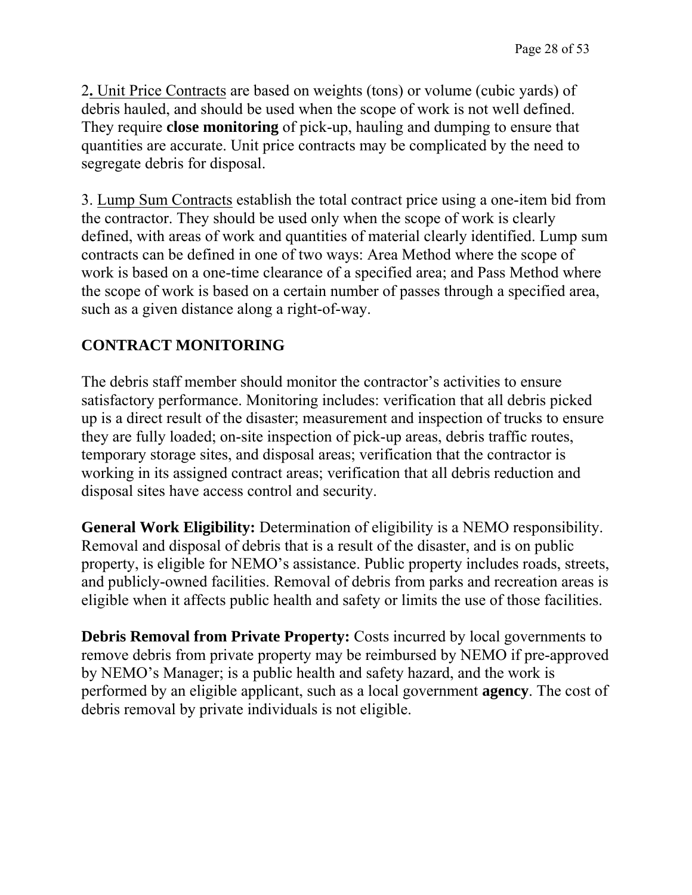2. <u>Unit Price Contracts</u> are based on weights (tons) or volume (cubic yards) of debris hauled, and should be used when the scope of work is not well defined. They require **close monitoring** of pick-up, hauling and dumping to ensure that quantities are accurate. Unit price contracts may be complicated by the need to segregate debris for disposal.

3. <u>Lump Sum Contracts</u> establish the total contract price using a one-item bid from the contractor. They should be used only when the scope of work is clearly defined, with areas of work and quantities of material clearly identified. Lump sum contracts can be defined in one of two ways: Area Method where the scope of work is based on a one-time clearance of a specified area; and Pass Method where the scope of work is based on a certain number of passes through a specified area, such as a given distance along a right-of-way.

## CONTRACT MONITORING

The debris staff member should monitor the contractor's activities to ensure satisfactory performance. Monitoring includes: verification that all debris picked up is a direct result of the disaster; measurement and inspection of trucks to ensure they are fully loaded; on-site inspection of pick-up areas, debris traffic routes, temporary storage sites, and disposal areas; verification that the contractor is working in its assigned contract areas; verification that all debris reduction and disposal sites have access control and security.

**General Work Eligibility:** Determination of eligibility is a NEMO responsibility. Removal and disposal of debris that is a result of the disaster, and is on public property, is eligible for NEMO's assistance. Public property includes roads, streets, and publicly-owned facilities. Removal of debris from parks and recreation areas is eligible when it affects public health and safety or limits the use of those facilities.

**Debris Removal from Private Property:** Costs incurred by local governments to remove debris from private property may be reimbursed by NEMO if pre-approved by NEMO's Manager; is a public health and safety hazard, and the work is performed by an eligible applicant, such as a local government **agency**. The cost of debris removal by private individuals is not eligible.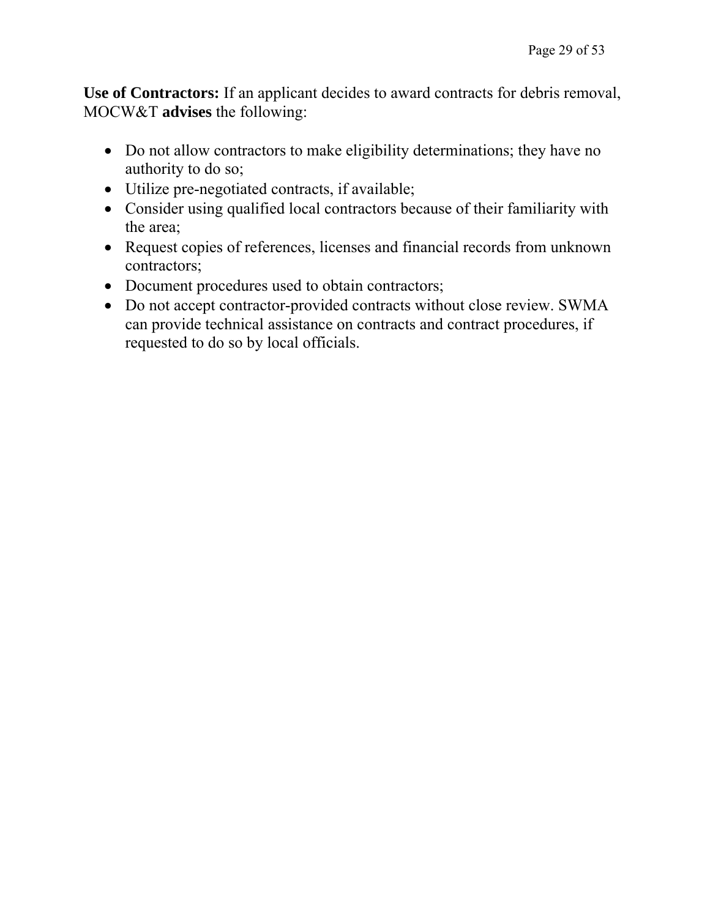**Use of Contractors:** If an applicant decides to award contracts for debris removal, MOCW&T **advises** the following:

- Do not allow contractors to make eligibility determinations; they have no authority to do so;
- Utilize pre-negotiated contracts, if available;
- Consider using qualified local contractors because of their familiarity with the area;
- Request copies of references, licenses and financial records from unknown contractors;
- Document procedures used to obtain contractors;
- Do not accept contractor-provided contracts without close review. SWMA can provide technical assistance on contracts and contract procedures, if requested to do so by local officials.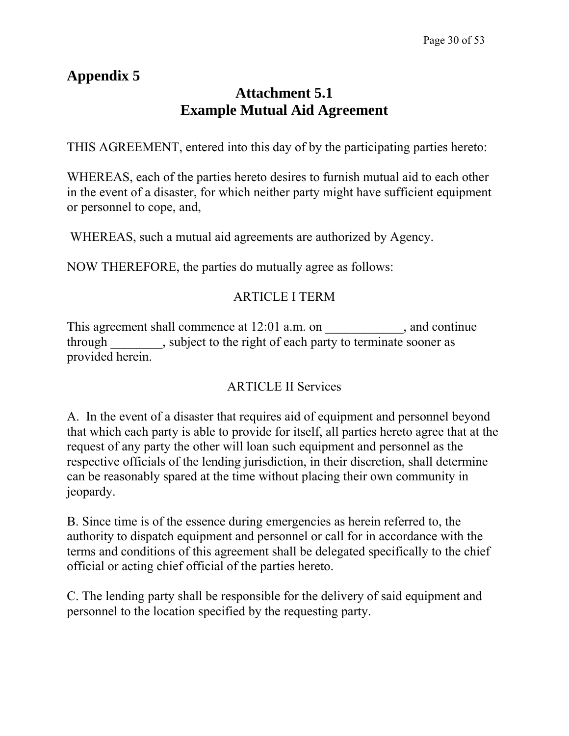# Appendix 5

## Attachment 5.1
## Example Mutual Aid Agreement

THIS AGREEMENT, entered into this day of by the participating parties hereto:

WHEREAS, each of the parties hereto desires to furnish mutual aid to each other in the event of a disaster, for which neither party might have sufficient equipment or personnel to cope, and,

WHEREAS, such a mutual aid agreements are authorized by Agency.

NOW THEREFORE, the parties do mutually agree as follows:

ARTICLE I TERM

This agreement shall commence at 12:01 a.m. on ____________, and continue through ________, subject to the right of each party to terminate sooner as provided herein.

ARTICLE II Services

A. In the event of a disaster that requires aid of equipment and personnel beyond that which each party is able to provide for itself, all parties hereto agree that at the request of any party the other will loan such equipment and personnel as the respective officials of the lending jurisdiction, in their discretion, shall determine can be reasonably spared at the time without placing their own community in jeopardy.

B. Since time is of the essence during emergencies as herein referred to, the authority to dispatch equipment and personnel or call for in accordance with the terms and conditions of this agreement shall be delegated specifically to the chief official or acting chief official of the parties hereto.

C. The lending party shall be responsible for the delivery of said equipment and personnel to the location specified by the requesting party.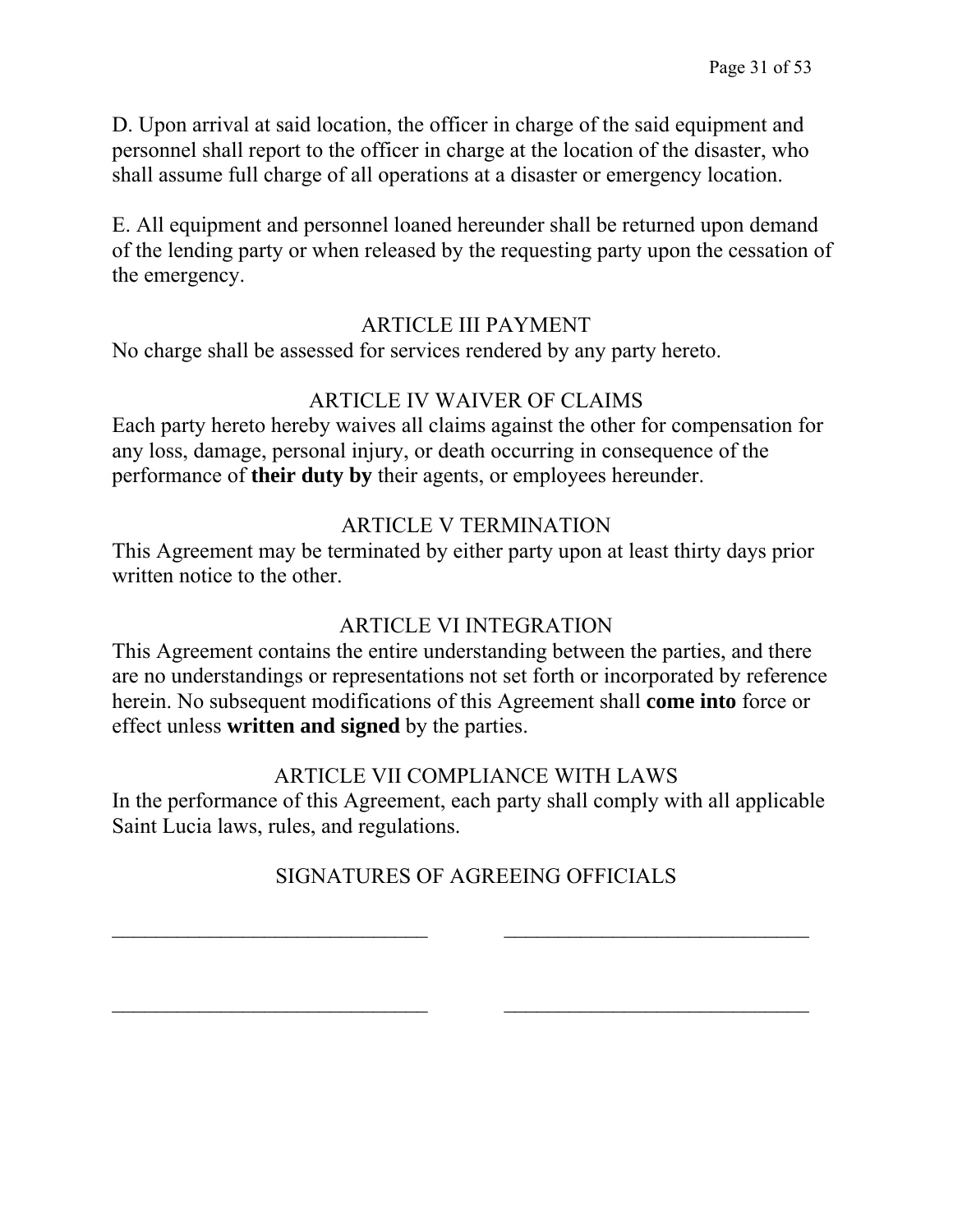D. Upon arrival at said location, the officer in charge of the said equipment and personnel shall report to the officer in charge at the location of the disaster, who shall assume full charge of all operations at a disaster or emergency location.

E. All equipment and personnel loaned hereunder shall be returned upon demand of the lending party or when released by the requesting party upon the cessation of the emergency.

## ARTICLE III PAYMENT

No charge shall be assessed for services rendered by any party hereto.

## ARTICLE IV WAIVER OF CLAIMS

Each party hereto hereby waives all claims against the other for compensation for any loss, damage, personal injury, or death occurring in consequence of the performance of **their duty by** their agents, or employees hereunder.

## ARTICLE V TERMINATION

This Agreement may be terminated by either party upon at least thirty days prior written notice to the other.

## ARTICLE VI INTEGRATION

This Agreement contains the entire understanding between the parties, and there are no understandings or representations not set forth or incorporated by reference herein. No subsequent modifications of this Agreement shall **come into** force or effect unless **written and signed** by the parties.

## ARTICLE VII COMPLIANCE WITH LAWS

In the performance of this Agreement, each party shall comply with all applicable Saint Lucia laws, rules, and regulations.

## SIGNATURES OF AGREEING OFFICIALS

______________________________ ______________________________

______________________________ ______________________________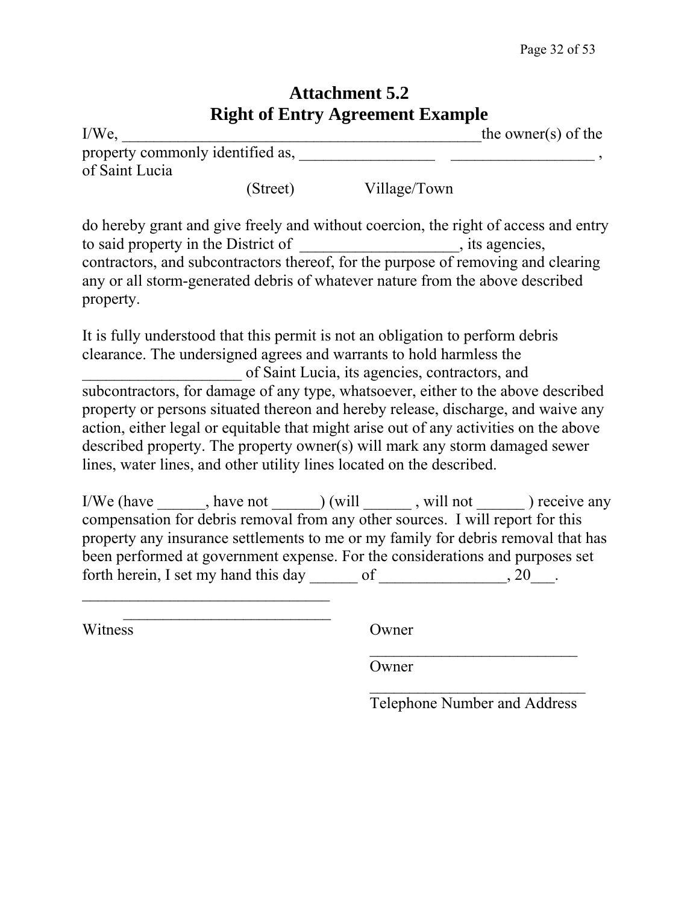# Attachment 5.2
# Right of Entry Agreement Example

I/We, _______________________________________________the owner(s) of the property commonly identified as, _________________ __________________ , of Saint Lucia

(Street) Village/Town

do hereby grant and give freely and without coercion, the right of access and entry to said property in the District of ___________________, its agencies, contractors, and subcontractors thereof, for the purpose of removing and clearing any or all storm-generated debris of whatever nature from the above described property.

It is fully understood that this permit is not an obligation to perform debris clearance. The undersigned agrees and warrants to hold harmless the ____________________ of Saint Lucia, its agencies, contractors, and subcontractors, for damage of any type, whatsoever, either to the above described property or persons situated thereon and hereby release, discharge, and waive any action, either legal or equitable that might arise out of any activities on the above described property. The property owner(s) will mark any storm damaged sewer lines, water lines, and other utility lines located on the described.

I/We (have ______, have not ______) (will ______ , will not ______ ) receive any compensation for debris removal from any other sources. I will report for this property any insurance settlements to me or my family for debris removal that has been performed at government expense. For the considerations and purposes set forth herein, I set my hand this day ______ of ________________, 20___.

_______________________________

__________________________

Witness

Owner

__________________________

Owner

___________________________

Telephone Number and Address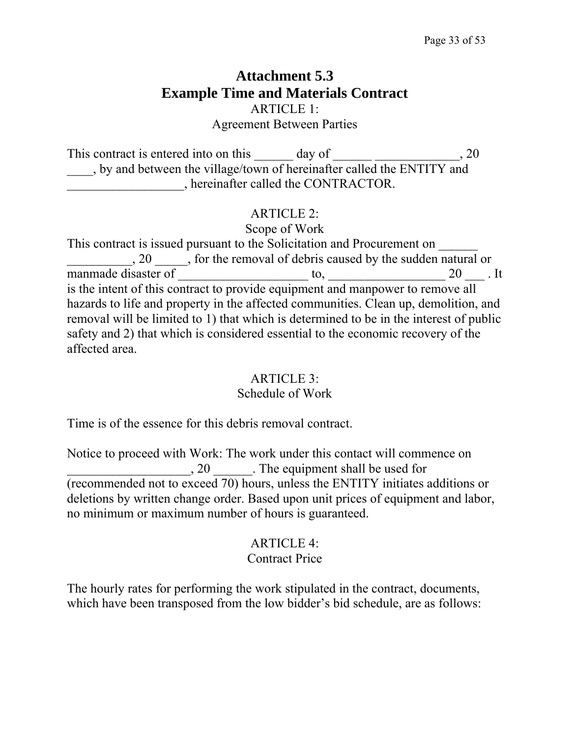# Attachment 5.3
# Example Time and Materials Contract

ARTICLE 1:
Agreement Between Parties

This contract is entered into on this ______ day of ______ _____________, 20 ____, by and between the village/town of hereinafter called the ENTITY and __________________, hereinafter called the CONTRACTOR.

ARTICLE 2:
Scope of Work

This contract is issued pursuant to the Solicitation and Procurement on ______ __________, 20 _____, for the removal of debris caused by the sudden natural or manmade disaster of ____________________ to, _________________ 20 ___ . It is the intent of this contract to provide equipment and manpower to remove all hazards to life and property in the affected communities. Clean up, demolition, and removal will be limited to 1) that which is determined to be in the interest of public safety and 2) that which is considered essential to the economic recovery of the affected area.

ARTICLE 3:
Schedule of Work

Time is of the essence for this debris removal contract.

Notice to proceed with Work: The work under this contact will commence on ___________________, 20 ______. The equipment shall be used for (recommended not to exceed 70) hours, unless the ENTITY initiates additions or deletions by written change order. Based upon unit prices of equipment and labor, no minimum or maximum number of hours is guaranteed.

ARTICLE 4:
Contract Price

The hourly rates for performing the work stipulated in the contract, documents, which have been transposed from the low bidder's bid schedule, are as follows: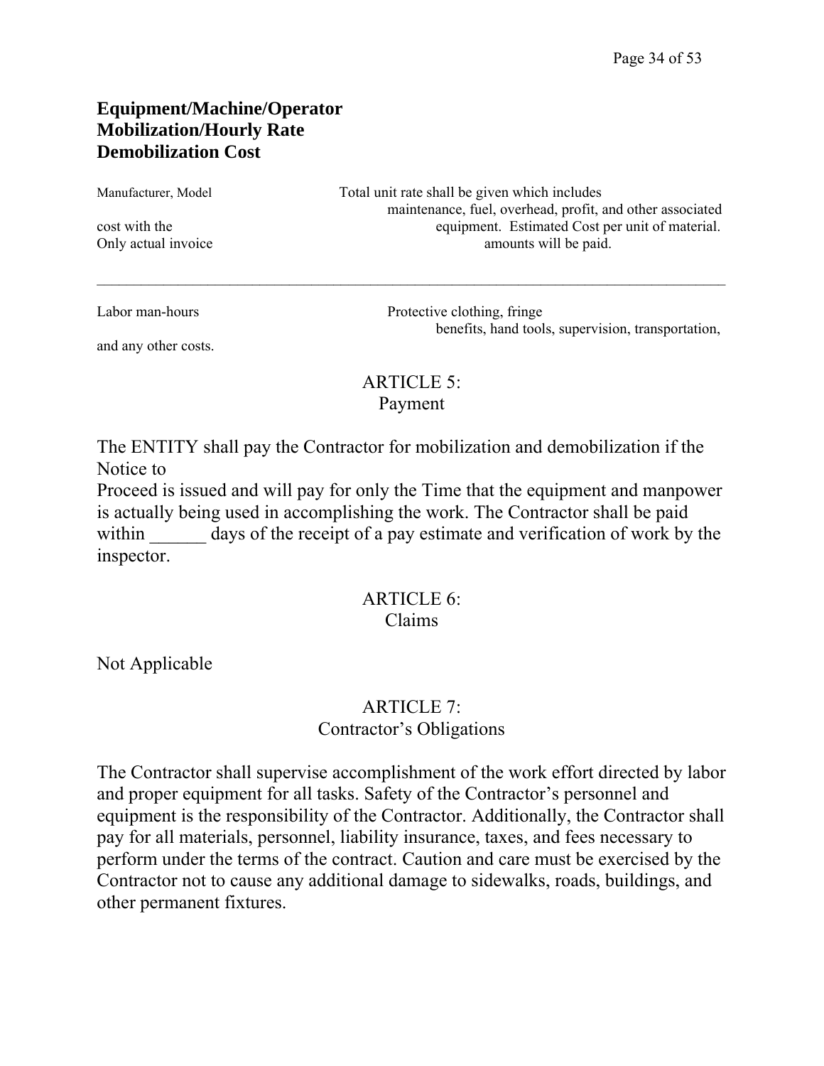**Equipment/Machine/Operator**
**Mobilization/Hourly Rate**
**Demobilization Cost**

Manufacturer, Model                    Total unit rate shall be given which includes maintenance, fuel, overhead, profit, and other associated cost with the equipment. Estimated Cost per unit of material. Only actual invoice amounts will be paid.

---

Labor man-hours                    Protective clothing, fringe benefits, hand tools, supervision, transportation, and any other costs.

ARTICLE 5:
Payment

The ENTITY shall pay the Contractor for mobilization and demobilization if the Notice to
Proceed is issued and will pay for only the Time that the equipment and manpower is actually being used in accomplishing the work. The Contractor shall be paid within ______ days of the receipt of a pay estimate and verification of work by the inspector.

ARTICLE 6:
Claims

Not Applicable

ARTICLE 7:
Contractor's Obligations

The Contractor shall supervise accomplishment of the work effort directed by labor and proper equipment for all tasks. Safety of the Contractor's personnel and equipment is the responsibility of the Contractor. Additionally, the Contractor shall pay for all materials, personnel, liability insurance, taxes, and fees necessary to perform under the terms of the contract. Caution and care must be exercised by the Contractor not to cause any additional damage to sidewalks, roads, buildings, and other permanent fixtures.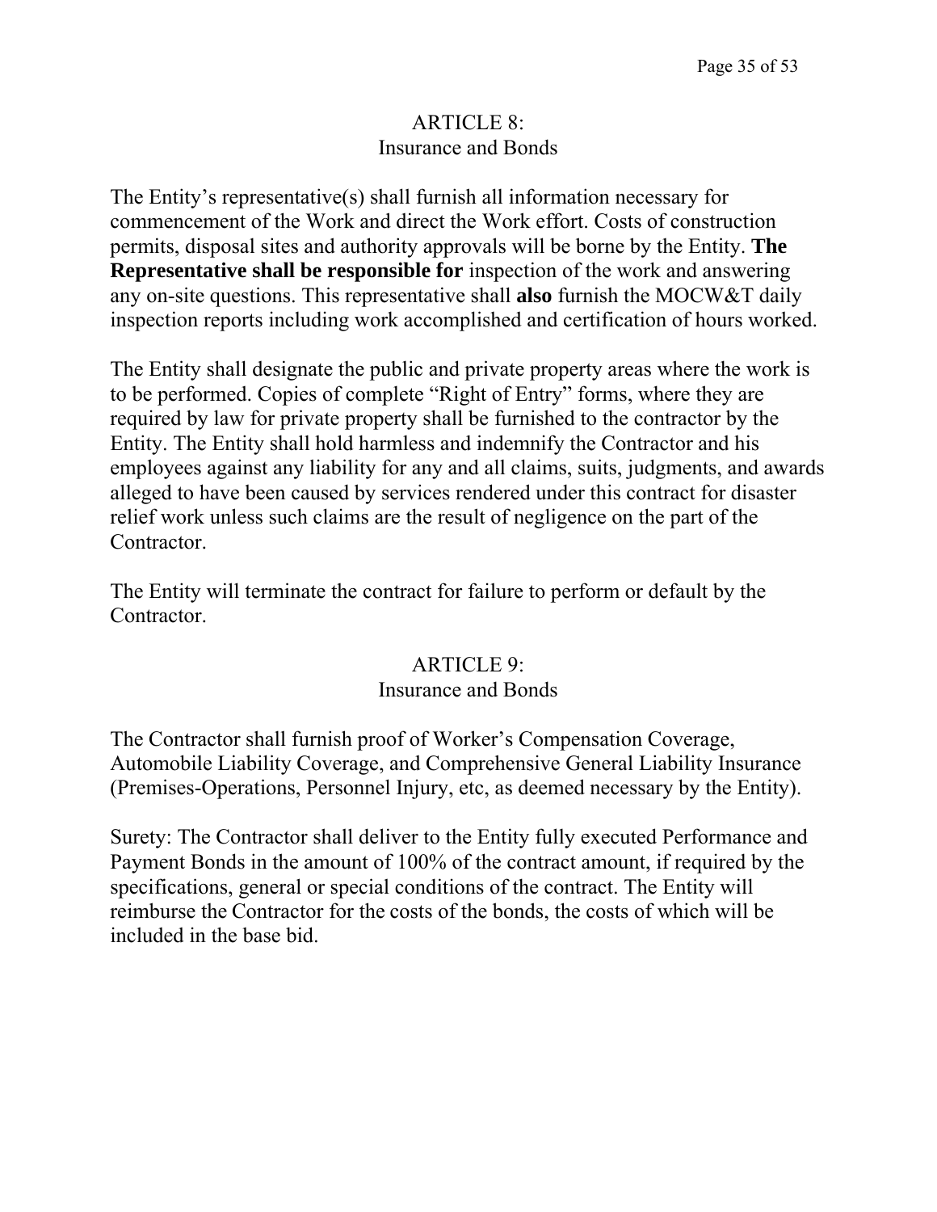## ARTICLE 8:
## Insurance and Bonds

The Entity's representative(s) shall furnish all information necessary for commencement of the Work and direct the Work effort. Costs of construction permits, disposal sites and authority approvals will be borne by the Entity. **The Representative shall be responsible for** inspection of the work and answering any on-site questions. This representative shall **also** furnish the MOCW&T daily inspection reports including work accomplished and certification of hours worked.

The Entity shall designate the public and private property areas where the work is to be performed. Copies of complete "Right of Entry" forms, where they are required by law for private property shall be furnished to the contractor by the Entity. The Entity shall hold harmless and indemnify the Contractor and his employees against any liability for any and all claims, suits, judgments, and awards alleged to have been caused by services rendered under this contract for disaster relief work unless such claims are the result of negligence on the part of the Contractor.

The Entity will terminate the contract for failure to perform or default by the Contractor.

## ARTICLE 9:
## Insurance and Bonds

The Contractor shall furnish proof of Worker's Compensation Coverage, Automobile Liability Coverage, and Comprehensive General Liability Insurance (Premises-Operations, Personnel Injury, etc, as deemed necessary by the Entity).

Surety: The Contractor shall deliver to the Entity fully executed Performance and Payment Bonds in the amount of 100% of the contract amount, if required by the specifications, general or special conditions of the contract. The Entity will reimburse the Contractor for the costs of the bonds, the costs of which will be included in the base bid.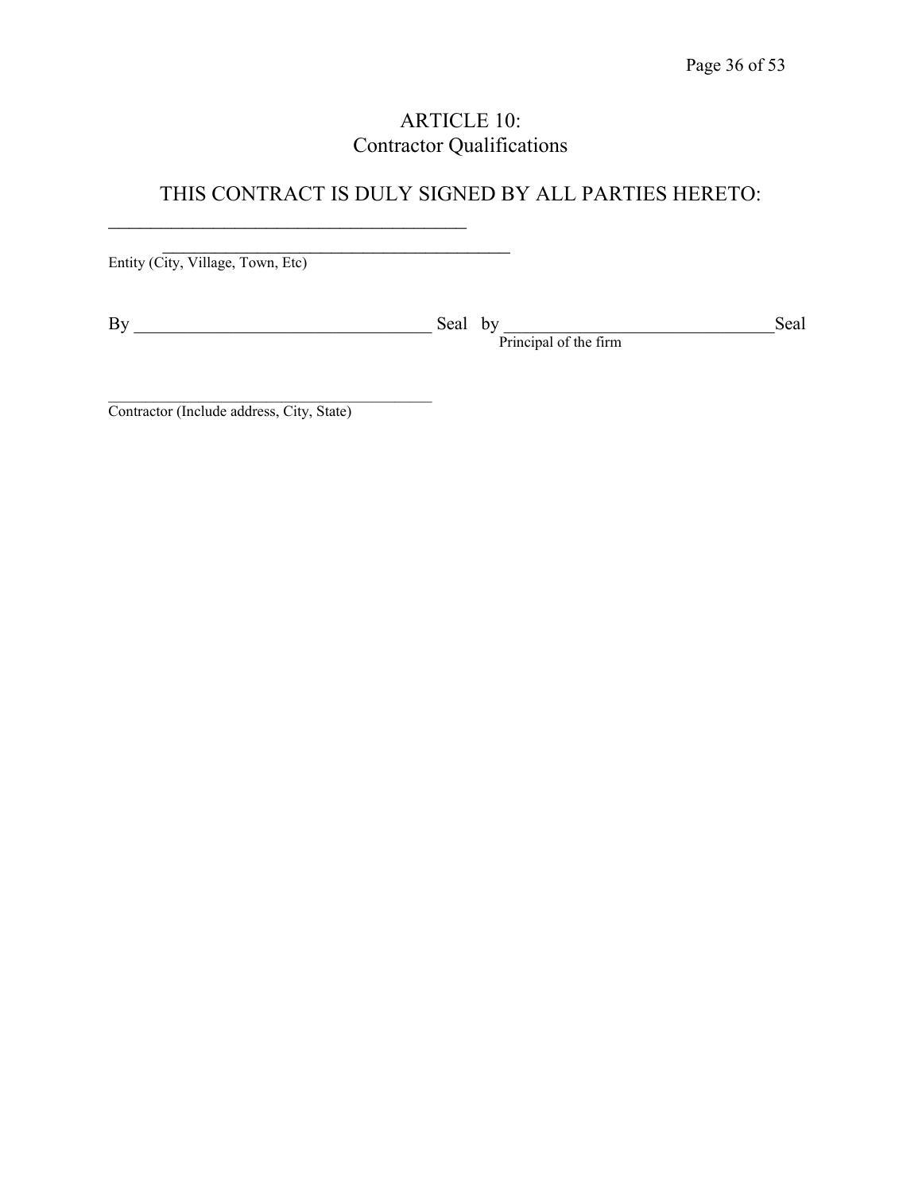# ARTICLE 10:
## Contractor Qualifications

## THIS CONTRACT IS DULY SIGNED BY ALL PARTIES HERETO:

______________________________________

______________________________________
Entity (City, Village, Town, Etc)

By ________________________________ Seal by ______________________________Seal
Principal of the firm

__________________________________________
Contractor (Include address, City, State)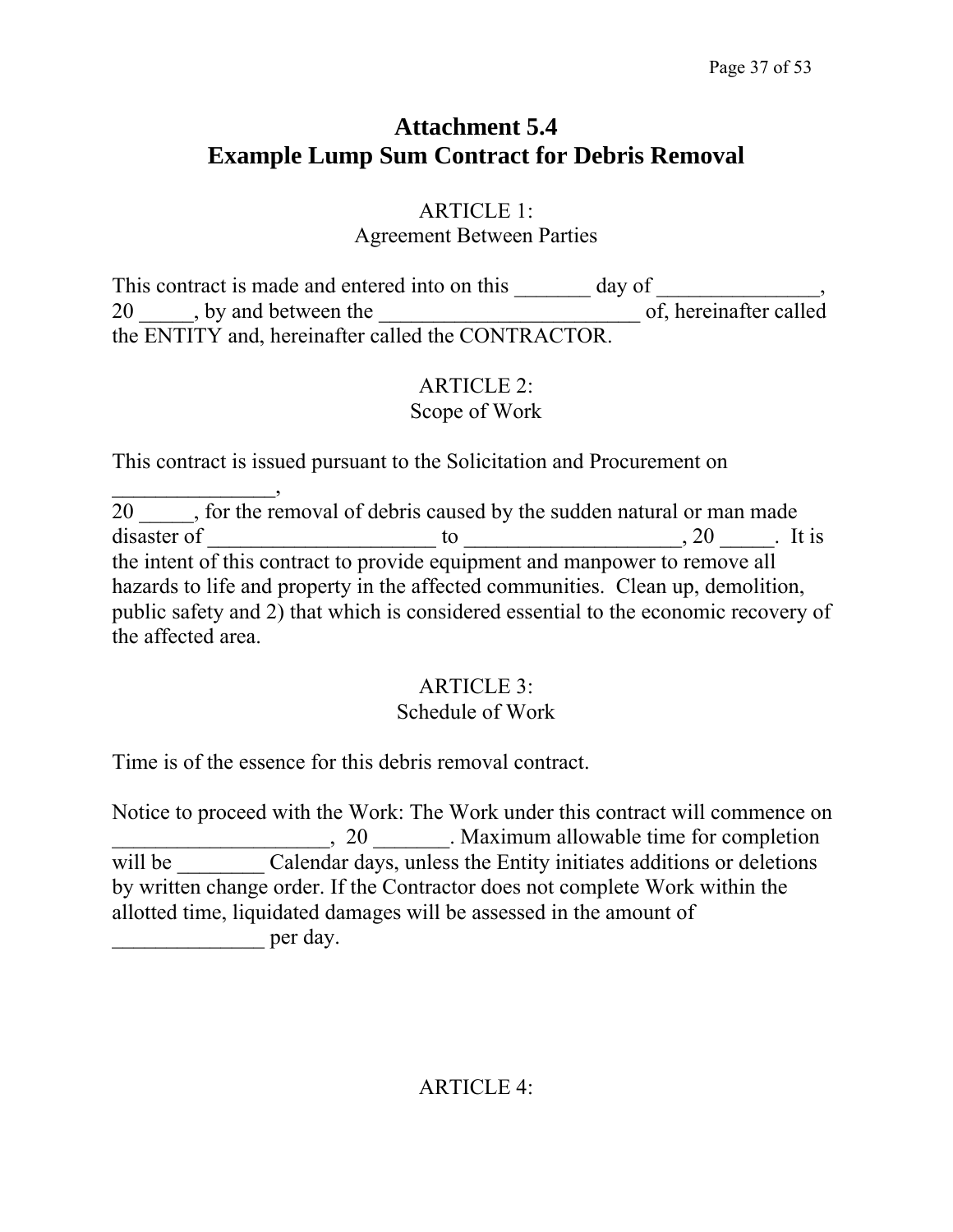# Attachment 5.4
# Example Lump Sum Contract for Debris Removal

ARTICLE 1:
Agreement Between Parties

This contract is made and entered into on this _______ day of _______________, 20 _____, by and between the ________________________ of, hereinafter called the ENTITY and, hereinafter called the CONTRACTOR.

ARTICLE 2:
Scope of Work

This contract is issued pursuant to the Solicitation and Procurement on _______________,
20 _____, for the removal of debris caused by the sudden natural or man made disaster of _____________________ to ____________________, 20 _____. It is the intent of this contract to provide equipment and manpower to remove all hazards to life and property in the affected communities. Clean up, demolition, public safety and 2) that which is considered essential to the economic recovery of the affected area.

ARTICLE 3:
Schedule of Work

Time is of the essence for this debris removal contract.

Notice to proceed with the Work: The Work under this contract will commence on ____________________, 20 _______. Maximum allowable time for completion will be ________ Calendar days, unless the Entity initiates additions or deletions by written change order. If the Contractor does not complete Work within the allotted time, liquidated damages will be assessed in the amount of ______________ per day.

ARTICLE 4: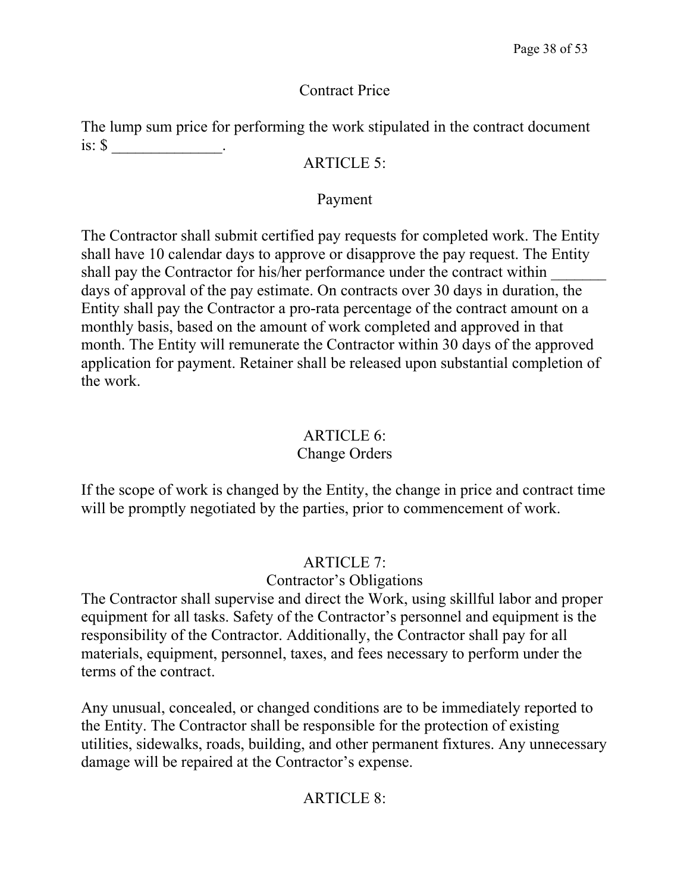## Contract Price

The lump sum price for performing the work stipulated in the contract document is: $ ______________.

## ARTICLE 5:

## Payment

The Contractor shall submit certified pay requests for completed work. The Entity shall have 10 calendar days to approve or disapprove the pay request. The Entity shall pay the Contractor for his/her performance under the contract within _______ days of approval of the pay estimate. On contracts over 30 days in duration, the Entity shall pay the Contractor a pro-rata percentage of the contract amount on a monthly basis, based on the amount of work completed and approved in that month. The Entity will remunerate the Contractor within 30 days of the approved application for payment. Retainer shall be released upon substantial completion of the work.

## ARTICLE 6:
## Change Orders

If the scope of work is changed by the Entity, the change in price and contract time will be promptly negotiated by the parties, prior to commencement of work.

## ARTICLE 7:
## Contractor's Obligations

The Contractor shall supervise and direct the Work, using skillful labor and proper equipment for all tasks. Safety of the Contractor's personnel and equipment is the responsibility of the Contractor. Additionally, the Contractor shall pay for all materials, equipment, personnel, taxes, and fees necessary to perform under the terms of the contract.

Any unusual, concealed, or changed conditions are to be immediately reported to the Entity. The Contractor shall be responsible for the protection of existing utilities, sidewalks, roads, building, and other permanent fixtures. Any unnecessary damage will be repaired at the Contractor's expense.

## ARTICLE 8: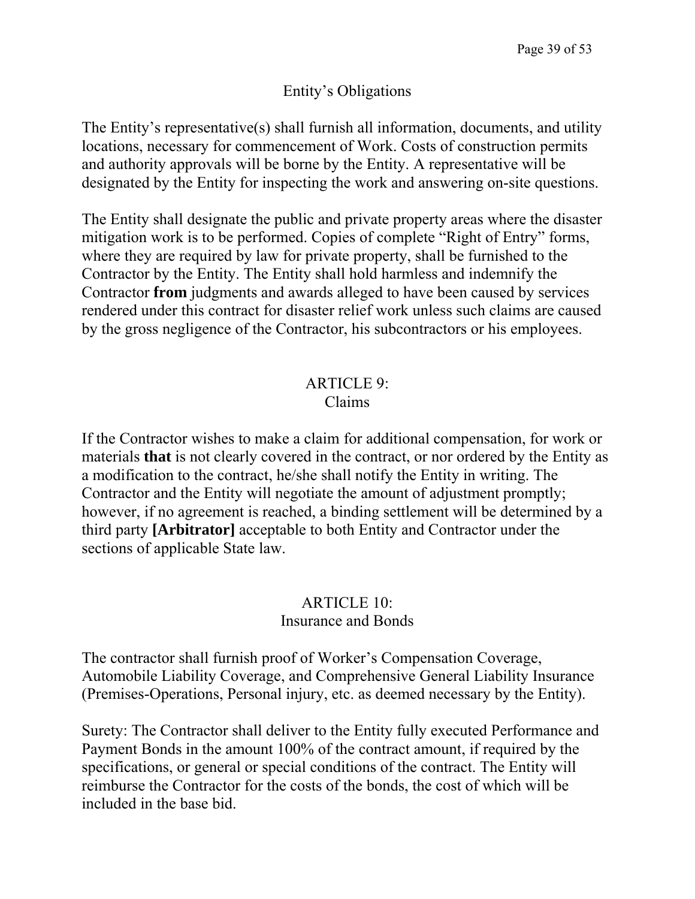## Entity's Obligations

The Entity's representative(s) shall furnish all information, documents, and utility locations, necessary for commencement of Work. Costs of construction permits and authority approvals will be borne by the Entity. A representative will be designated by the Entity for inspecting the work and answering on-site questions.

The Entity shall designate the public and private property areas where the disaster mitigation work is to be performed. Copies of complete "Right of Entry" forms, where they are required by law for private property, shall be furnished to the Contractor by the Entity. The Entity shall hold harmless and indemnify the Contractor **from** judgments and awards alleged to have been caused by services rendered under this contract for disaster relief work unless such claims are caused by the gross negligence of the Contractor, his subcontractors or his employees.

## ARTICLE 9:
## Claims

If the Contractor wishes to make a claim for additional compensation, for work or materials **that** is not clearly covered in the contract, or nor ordered by the Entity as a modification to the contract, he/she shall notify the Entity in writing. The Contractor and the Entity will negotiate the amount of adjustment promptly; however, if no agreement is reached, a binding settlement will be determined by a third party **[Arbitrator]** acceptable to both Entity and Contractor under the sections of applicable State law.

## ARTICLE 10:
## Insurance and Bonds

The contractor shall furnish proof of Worker's Compensation Coverage, Automobile Liability Coverage, and Comprehensive General Liability Insurance (Premises-Operations, Personal injury, etc. as deemed necessary by the Entity).

Surety: The Contractor shall deliver to the Entity fully executed Performance and Payment Bonds in the amount 100% of the contract amount, if required by the specifications, or general or special conditions of the contract. The Entity will reimburse the Contractor for the costs of the bonds, the cost of which will be included in the base bid.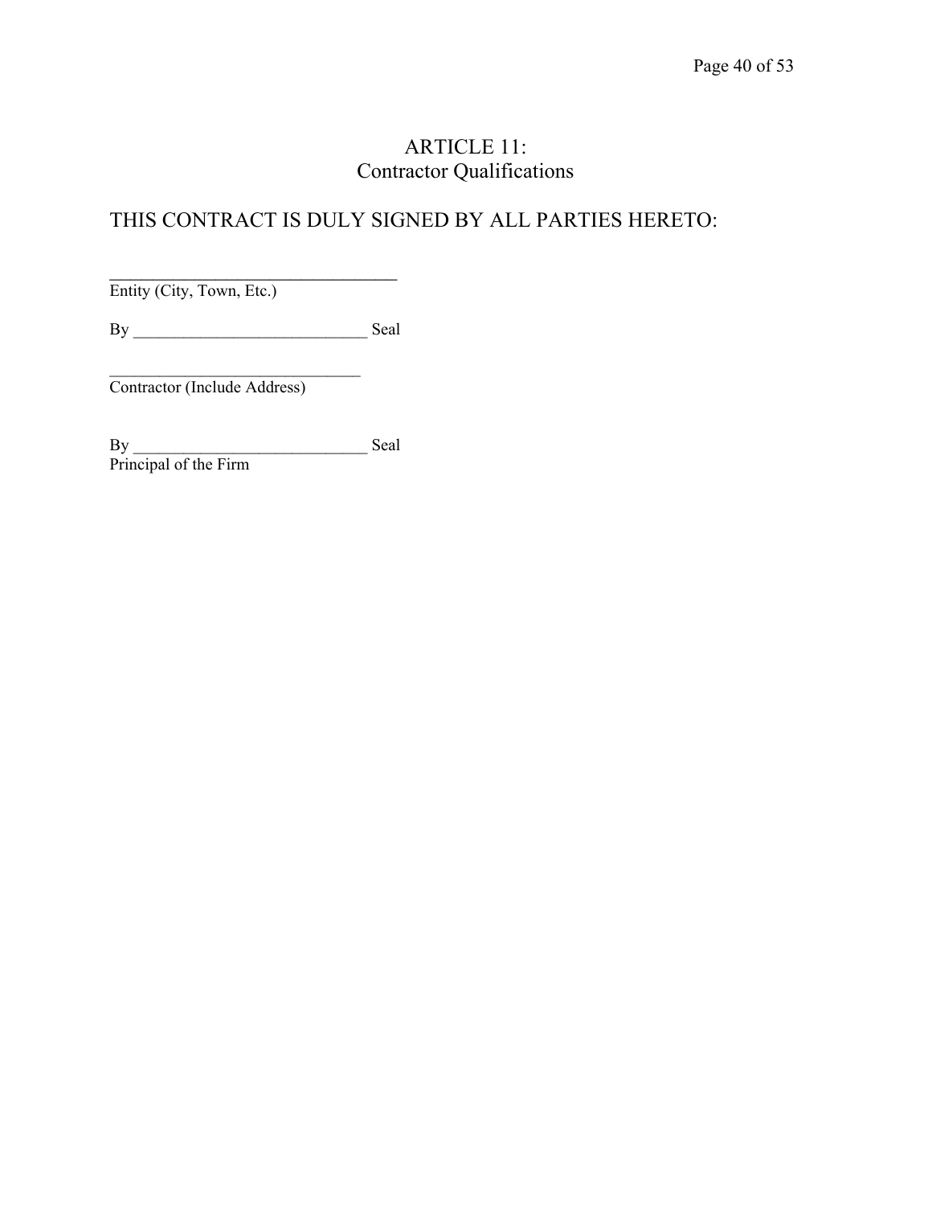# ARTICLE 11:
## Contractor Qualifications

THIS CONTRACT IS DULY SIGNED BY ALL PARTIES HERETO:

_________________________________
Entity (City, Town, Etc.)

By ____________________________ Seal

______________________________
Contractor (Include Address)

By ____________________________ Seal
Principal of the Firm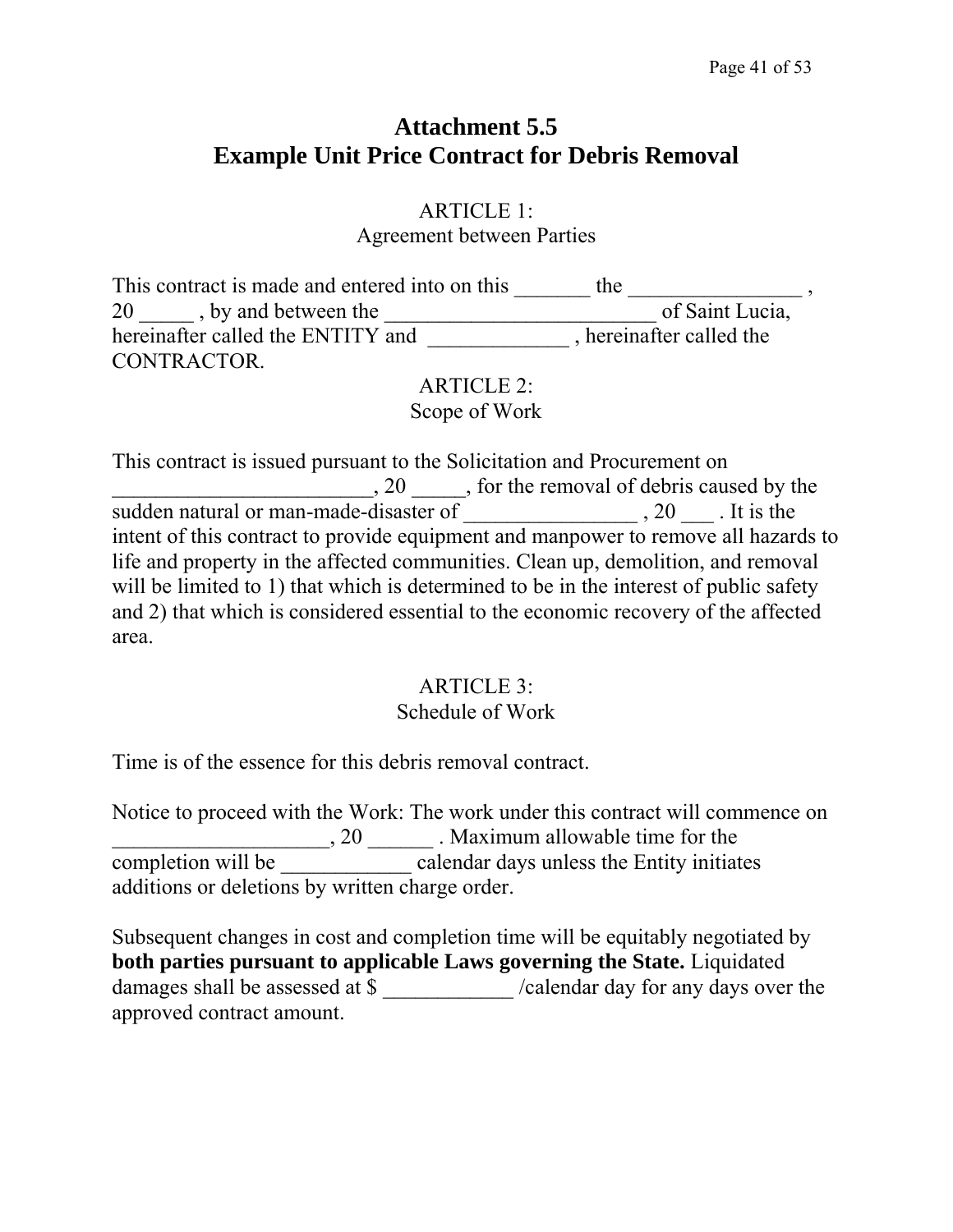# Attachment 5.5
# Example Unit Price Contract for Debris Removal

ARTICLE 1:
Agreement between Parties

This contract is made and entered into on this _______ the ________________ , 20 _____ , by and between the _________________________ of Saint Lucia, hereinafter called the ENTITY and _____________ , hereinafter called the CONTRACTOR.

ARTICLE 2:
Scope of Work

This contract is issued pursuant to the Solicitation and Procurement on ________________________, 20 _____, for the removal of debris caused by the sudden natural or man-made-disaster of ________________ , 20 ___ . It is the intent of this contract to provide equipment and manpower to remove all hazards to life and property in the affected communities. Clean up, demolition, and removal will be limited to 1) that which is determined to be in the interest of public safety and 2) that which is considered essential to the economic recovery of the affected area.

ARTICLE 3:
Schedule of Work

Time is of the essence for this debris removal contract.

Notice to proceed with the Work: The work under this contract will commence on ____________________, 20 ______ . Maximum allowable time for the completion will be ____________ calendar days unless the Entity initiates additions or deletions by written charge order.

Subsequent changes in cost and completion time will be equitably negotiated by **both parties pursuant to applicable Laws governing the State.** Liquidated damages shall be assessed at $ ____________ /calendar day for any days over the approved contract amount.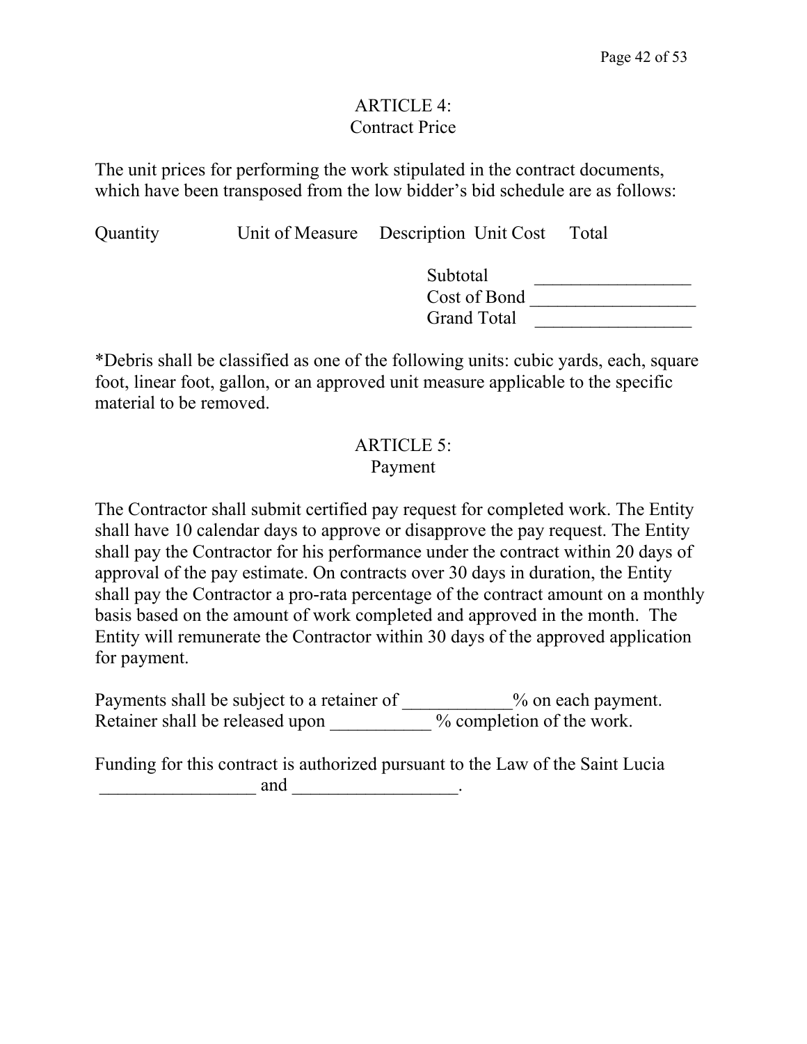## ARTICLE 4:
## Contract Price

The unit prices for performing the work stipulated in the contract documents, which have been transposed from the low bidder's bid schedule are as follows:

| Quantity | Unit of Measure | Description | Unit Cost | Total |
|---|---|---|---|---|
| | | | Subtotal | _________________ |
| | | | Cost of Bond | __________________ |
| | | | Grand Total | _________________ |

*Debris shall be classified as one of the following units: cubic yards, each, square foot, linear foot, gallon, or an approved unit measure applicable to the specific material to be removed.

## ARTICLE 5:
## Payment

The Contractor shall submit certified pay request for completed work. The Entity shall have 10 calendar days to approve or disapprove the pay request. The Entity shall pay the Contractor for his performance under the contract within 20 days of approval of the pay estimate. On contracts over 30 days in duration, the Entity shall pay the Contractor a pro-rata percentage of the contract amount on a monthly basis based on the amount of work completed and approved in the month. The Entity will remunerate the Contractor within 30 days of the approved application for payment.

Payments shall be subject to a retainer of ____________% on each payment. Retainer shall be released upon ___________ % completion of the work.

Funding for this contract is authorized pursuant to the Law of the Saint Lucia _________________ and __________________.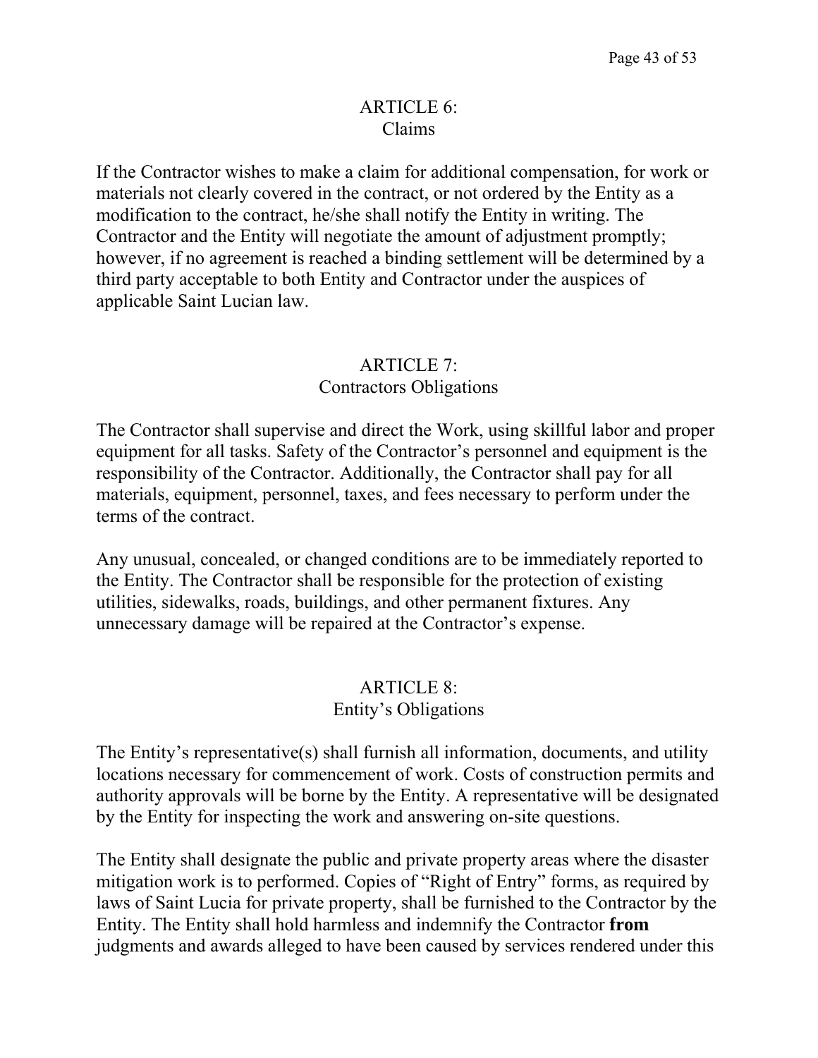## ARTICLE 6:
## Claims

If the Contractor wishes to make a claim for additional compensation, for work or materials not clearly covered in the contract, or not ordered by the Entity as a modification to the contract, he/she shall notify the Entity in writing. The Contractor and the Entity will negotiate the amount of adjustment promptly; however, if no agreement is reached a binding settlement will be determined by a third party acceptable to both Entity and Contractor under the auspices of applicable Saint Lucian law.

## ARTICLE 7:
## Contractors Obligations

The Contractor shall supervise and direct the Work, using skillful labor and proper equipment for all tasks. Safety of the Contractor's personnel and equipment is the responsibility of the Contractor. Additionally, the Contractor shall pay for all materials, equipment, personnel, taxes, and fees necessary to perform under the terms of the contract.

Any unusual, concealed, or changed conditions are to be immediately reported to the Entity. The Contractor shall be responsible for the protection of existing utilities, sidewalks, roads, buildings, and other permanent fixtures. Any unnecessary damage will be repaired at the Contractor's expense.

## ARTICLE 8:
## Entity's Obligations

The Entity's representative(s) shall furnish all information, documents, and utility locations necessary for commencement of work. Costs of construction permits and authority approvals will be borne by the Entity. A representative will be designated by the Entity for inspecting the work and answering on-site questions.

The Entity shall designate the public and private property areas where the disaster mitigation work is to performed. Copies of "Right of Entry" forms, as required by laws of Saint Lucia for private property, shall be furnished to the Contractor by the Entity. The Entity shall hold harmless and indemnify the Contractor **from** judgments and awards alleged to have been caused by services rendered under this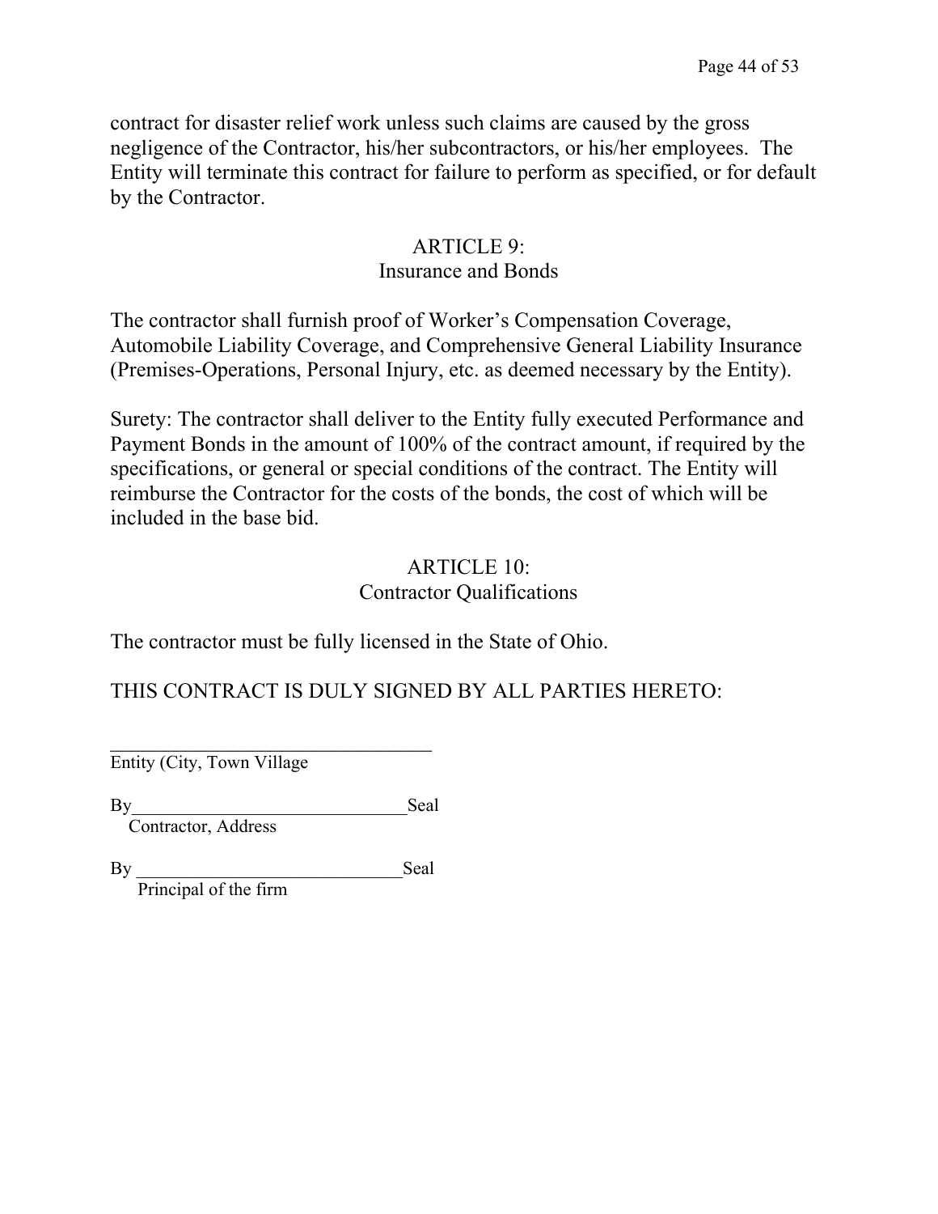contract for disaster relief work unless such claims are caused by the gross negligence of the Contractor, his/her subcontractors, or his/her employees. The Entity will terminate this contract for failure to perform as specified, or for default by the Contractor.

## ARTICLE 9:
## Insurance and Bonds

The contractor shall furnish proof of Worker's Compensation Coverage, Automobile Liability Coverage, and Comprehensive General Liability Insurance (Premises-Operations, Personal Injury, etc. as deemed necessary by the Entity).

Surety: The contractor shall deliver to the Entity fully executed Performance and Payment Bonds in the amount of 100% of the contract amount, if required by the specifications, or general or special conditions of the contract. The Entity will reimburse the Contractor for the costs of the bonds, the cost of which will be included in the base bid.

## ARTICLE 10:
## Contractor Qualifications

The contractor must be fully licensed in the State of Ohio.

THIS CONTRACT IS DULY SIGNED BY ALL PARTIES HERETO:

\_\_\_\_\_\_\_\_\_\_\_\_\_\_\_\_\_\_\_\_\_\_\_\_\_\_\_\_\_\_\_\_\_\_
Entity (City, Town Village

By\_\_\_\_\_\_\_\_\_\_\_\_\_\_\_\_\_\_\_\_\_\_\_\_\_\_\_\_\_\_Seal
Contractor, Address

By \_\_\_\_\_\_\_\_\_\_\_\_\_\_\_\_\_\_\_\_\_\_\_\_\_\_\_\_\_Seal
Principal of the firm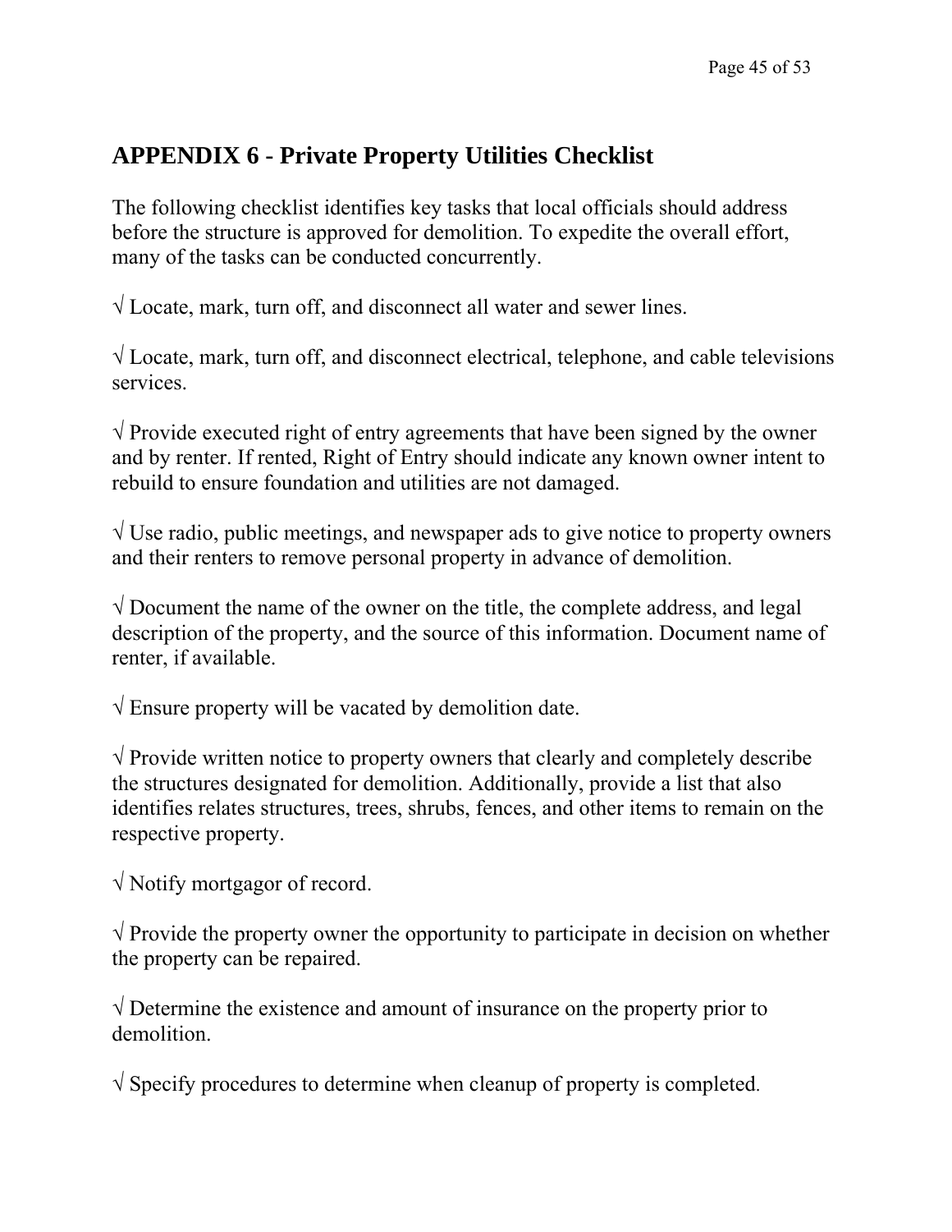## APPENDIX 6 - Private Property Utilities Checklist

The following checklist identifies key tasks that local officials should address before the structure is approved for demolition. To expedite the overall effort, many of the tasks can be conducted concurrently.

√ Locate, mark, turn off, and disconnect all water and sewer lines.

√ Locate, mark, turn off, and disconnect electrical, telephone, and cable televisions services.

√ Provide executed right of entry agreements that have been signed by the owner and by renter. If rented, Right of Entry should indicate any known owner intent to rebuild to ensure foundation and utilities are not damaged.

√ Use radio, public meetings, and newspaper ads to give notice to property owners and their renters to remove personal property in advance of demolition.

√ Document the name of the owner on the title, the complete address, and legal description of the property, and the source of this information. Document name of renter, if available.

√ Ensure property will be vacated by demolition date.

√ Provide written notice to property owners that clearly and completely describe the structures designated for demolition. Additionally, provide a list that also identifies relates structures, trees, shrubs, fences, and other items to remain on the respective property.

√ Notify mortgagor of record.

√ Provide the property owner the opportunity to participate in decision on whether the property can be repaired.

√ Determine the existence and amount of insurance on the property prior to demolition.

√ Specify procedures to determine when cleanup of property is completed.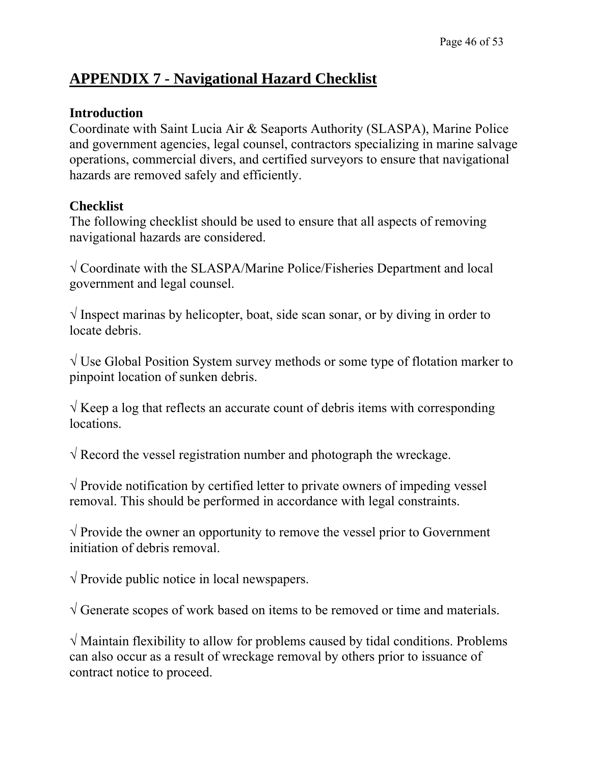# APPENDIX 7 - Navigational Hazard Checklist

### Introduction

Coordinate with Saint Lucia Air & Seaports Authority (SLASPA), Marine Police and government agencies, legal counsel, contractors specializing in marine salvage operations, commercial divers, and certified surveyors to ensure that navigational hazards are removed safely and efficiently.

### Checklist

The following checklist should be used to ensure that all aspects of removing navigational hazards are considered.

√ Coordinate with the SLASPA/Marine Police/Fisheries Department and local government and legal counsel.

√ Inspect marinas by helicopter, boat, side scan sonar, or by diving in order to locate debris.

√ Use Global Position System survey methods or some type of flotation marker to pinpoint location of sunken debris.

√ Keep a log that reflects an accurate count of debris items with corresponding locations.

√ Record the vessel registration number and photograph the wreckage.

√ Provide notification by certified letter to private owners of impeding vessel removal. This should be performed in accordance with legal constraints.

√ Provide the owner an opportunity to remove the vessel prior to Government initiation of debris removal.

√ Provide public notice in local newspapers.

√ Generate scopes of work based on items to be removed or time and materials.

√ Maintain flexibility to allow for problems caused by tidal conditions. Problems can also occur as a result of wreckage removal by others prior to issuance of contract notice to proceed.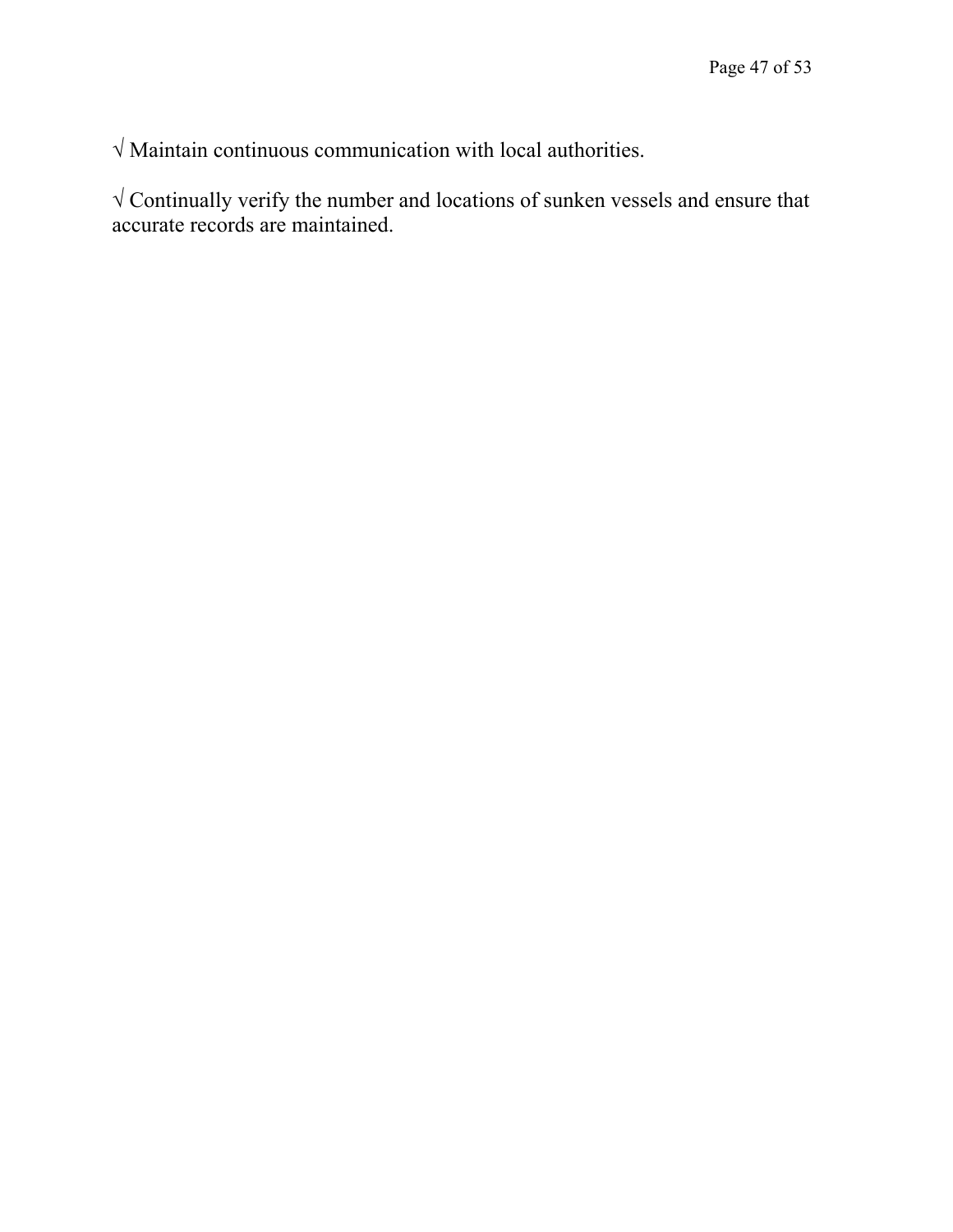√ Maintain continuous communication with local authorities.

√ Continually verify the number and locations of sunken vessels and ensure that accurate records are maintained.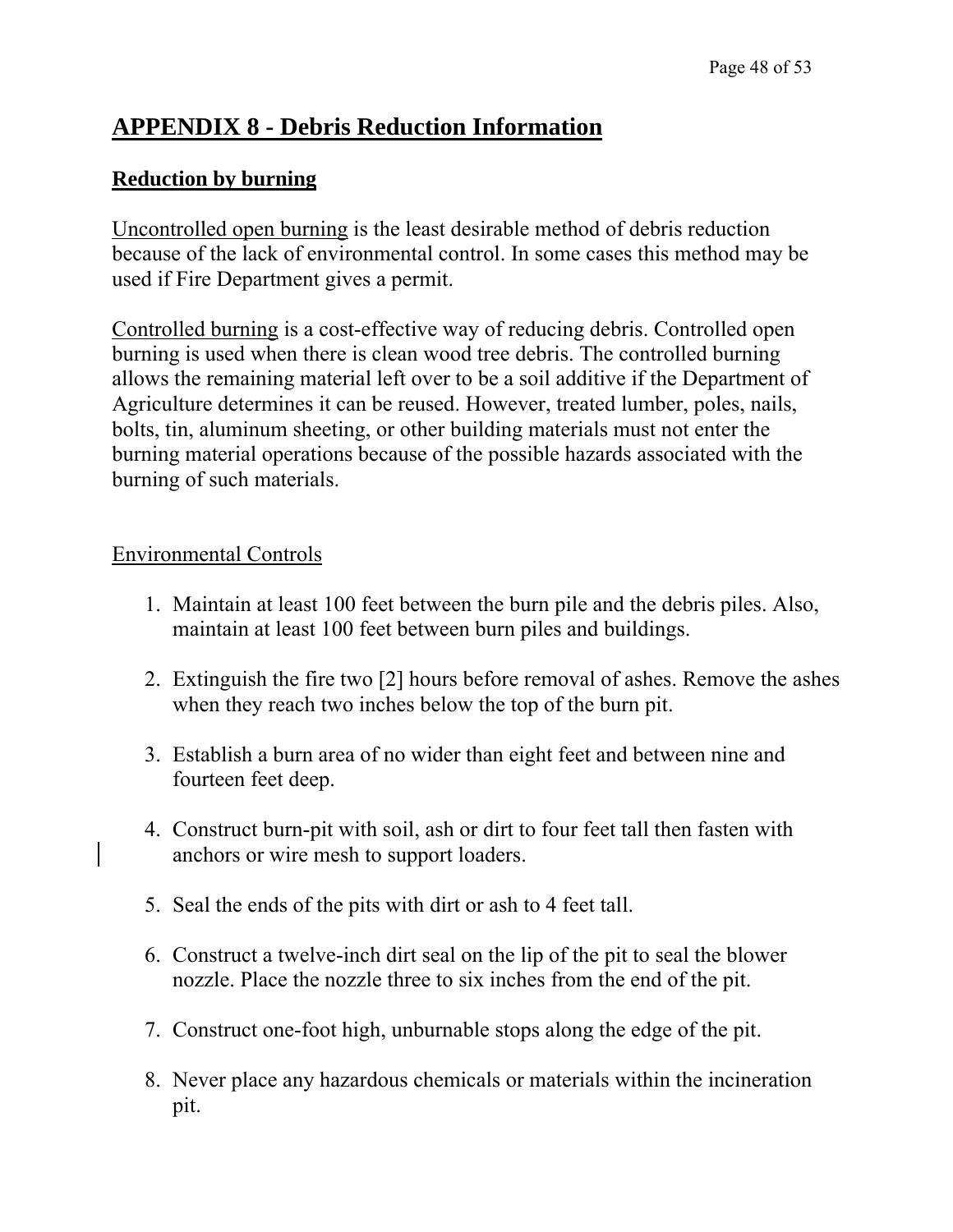# APPENDIX 8 - Debris Reduction Information

## Reduction by burning

Uncontrolled open burning is the least desirable method of debris reduction because of the lack of environmental control. In some cases this method may be used if Fire Department gives a permit.

Controlled burning is a cost-effective way of reducing debris. Controlled open burning is used when there is clean wood tree debris. The controlled burning allows the remaining material left over to be a soil additive if the Department of Agriculture determines it can be reused. However, treated lumber, poles, nails, bolts, tin, aluminum sheeting, or other building materials must not enter the burning material operations because of the possible hazards associated with the burning of such materials.

### Environmental Controls

1. Maintain at least 100 feet between the burn pile and the debris piles. Also, maintain at least 100 feet between burn piles and buildings.
2. Extinguish the fire two [2] hours before removal of ashes. Remove the ashes when they reach two inches below the top of the burn pit.
3. Establish a burn area of no wider than eight feet and between nine and fourteen feet deep.
4. Construct burn-pit with soil, ash or dirt to four feet tall then fasten with anchors or wire mesh to support loaders.
5. Seal the ends of the pits with dirt or ash to 4 feet tall.
6. Construct a twelve-inch dirt seal on the lip of the pit to seal the blower nozzle. Place the nozzle three to six inches from the end of the pit.
7. Construct one-foot high, unburnable stops along the edge of the pit.
8. Never place any hazardous chemicals or materials within the incineration pit.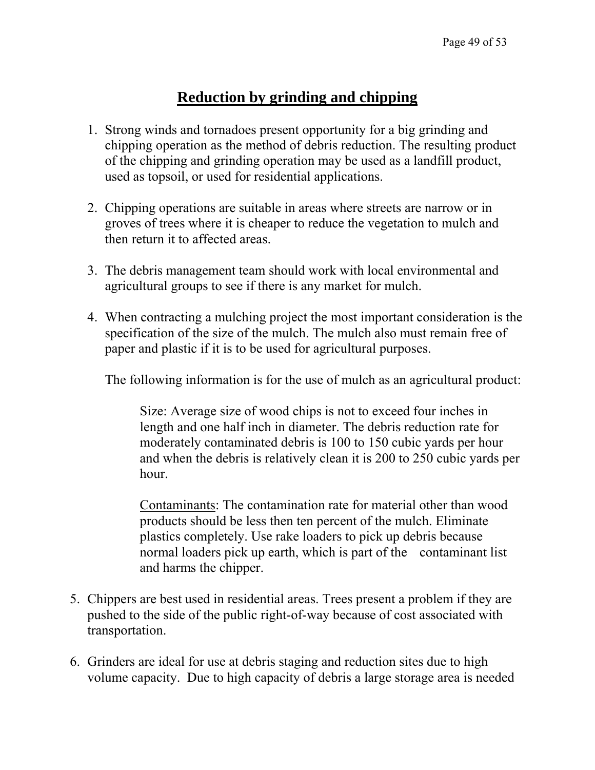## Reduction by grinding and chipping

1. Strong winds and tornadoes present opportunity for a big grinding and chipping operation as the method of debris reduction. The resulting product of the chipping and grinding operation may be used as a landfill product, used as topsoil, or used for residential applications.

2. Chipping operations are suitable in areas where streets are narrow or in groves of trees where it is cheaper to reduce the vegetation to mulch and then return it to affected areas.

3. The debris management team should work with local environmental and agricultural groups to see if there is any market for mulch.

4. When contracting a mulching project the most important consideration is the specification of the size of the mulch. The mulch also must remain free of paper and plastic if it is to be used for agricultural purposes.

   The following information is for the use of mulch as an agricultural product:

   > Size: Average size of wood chips is not to exceed four inches in length and one half inch in diameter. The debris reduction rate for moderately contaminated debris is 100 to 150 cubic yards per hour and when the debris is relatively clean it is 200 to 250 cubic yards per hour.
   >
   > <u>Contaminants</u>: The contamination rate for material other than wood products should be less then ten percent of the mulch. Eliminate plastics completely. Use rake loaders to pick up debris because normal loaders pick up earth, which is part of the contaminant list and harms the chipper.

5. Chippers are best used in residential areas. Trees present a problem if they are pushed to the side of the public right-of-way because of cost associated with transportation.

6. Grinders are ideal for use at debris staging and reduction sites due to high volume capacity. Due to high capacity of debris a large storage area is needed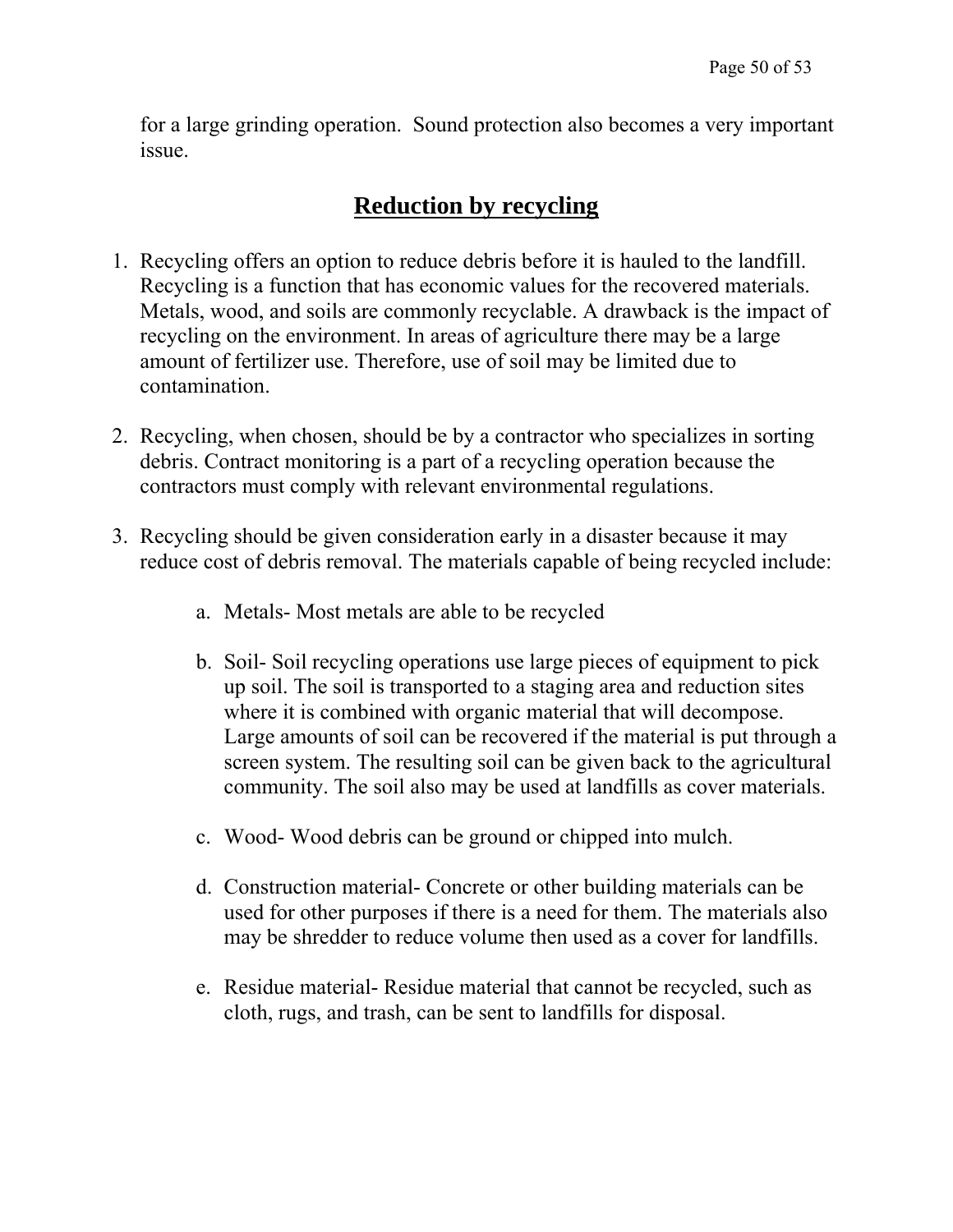for a large grinding operation. Sound protection also becomes a very important issue.

## Reduction by recycling

1. Recycling offers an option to reduce debris before it is hauled to the landfill. Recycling is a function that has economic values for the recovered materials. Metals, wood, and soils are commonly recyclable. A drawback is the impact of recycling on the environment. In areas of agriculture there may be a large amount of fertilizer use. Therefore, use of soil may be limited due to contamination.

2. Recycling, when chosen, should be by a contractor who specializes in sorting debris. Contract monitoring is a part of a recycling operation because the contractors must comply with relevant environmental regulations.

3. Recycling should be given consideration early in a disaster because it may reduce cost of debris removal. The materials capable of being recycled include:

    a. Metals- Most metals are able to be recycled

    b. Soil- Soil recycling operations use large pieces of equipment to pick up soil. The soil is transported to a staging area and reduction sites where it is combined with organic material that will decompose. Large amounts of soil can be recovered if the material is put through a screen system. The resulting soil can be given back to the agricultural community. The soil also may be used at landfills as cover materials.

    c. Wood- Wood debris can be ground or chipped into mulch.

    d. Construction material- Concrete or other building materials can be used for other purposes if there is a need for them. The materials also may be shredder to reduce volume then used as a cover for landfills.

    e. Residue material- Residue material that cannot be recycled, such as cloth, rugs, and trash, can be sent to landfills for disposal.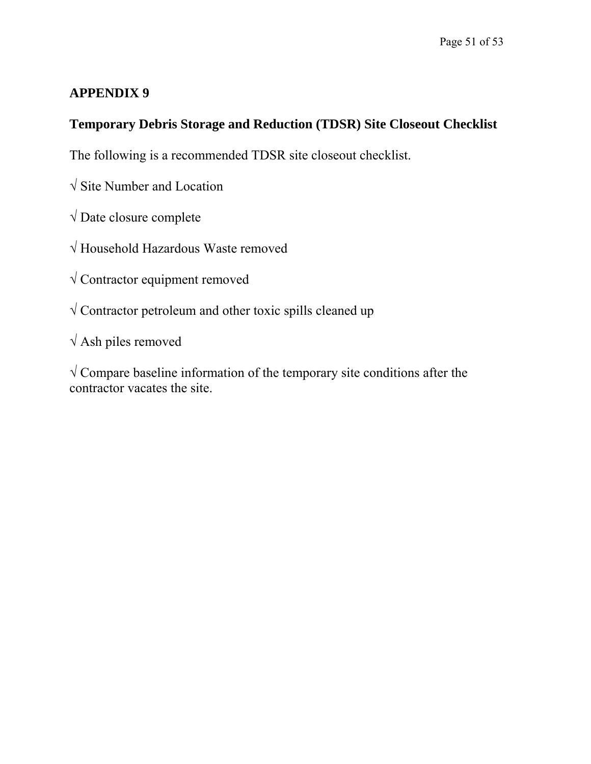## APPENDIX 9

## Temporary Debris Storage and Reduction (TDSR) Site Closeout Checklist

The following is a recommended TDSR site closeout checklist.

√ Site Number and Location

√ Date closure complete

√ Household Hazardous Waste removed

√ Contractor equipment removed

√ Contractor petroleum and other toxic spills cleaned up

√ Ash piles removed

√ Compare baseline information of the temporary site conditions after the contractor vacates the site.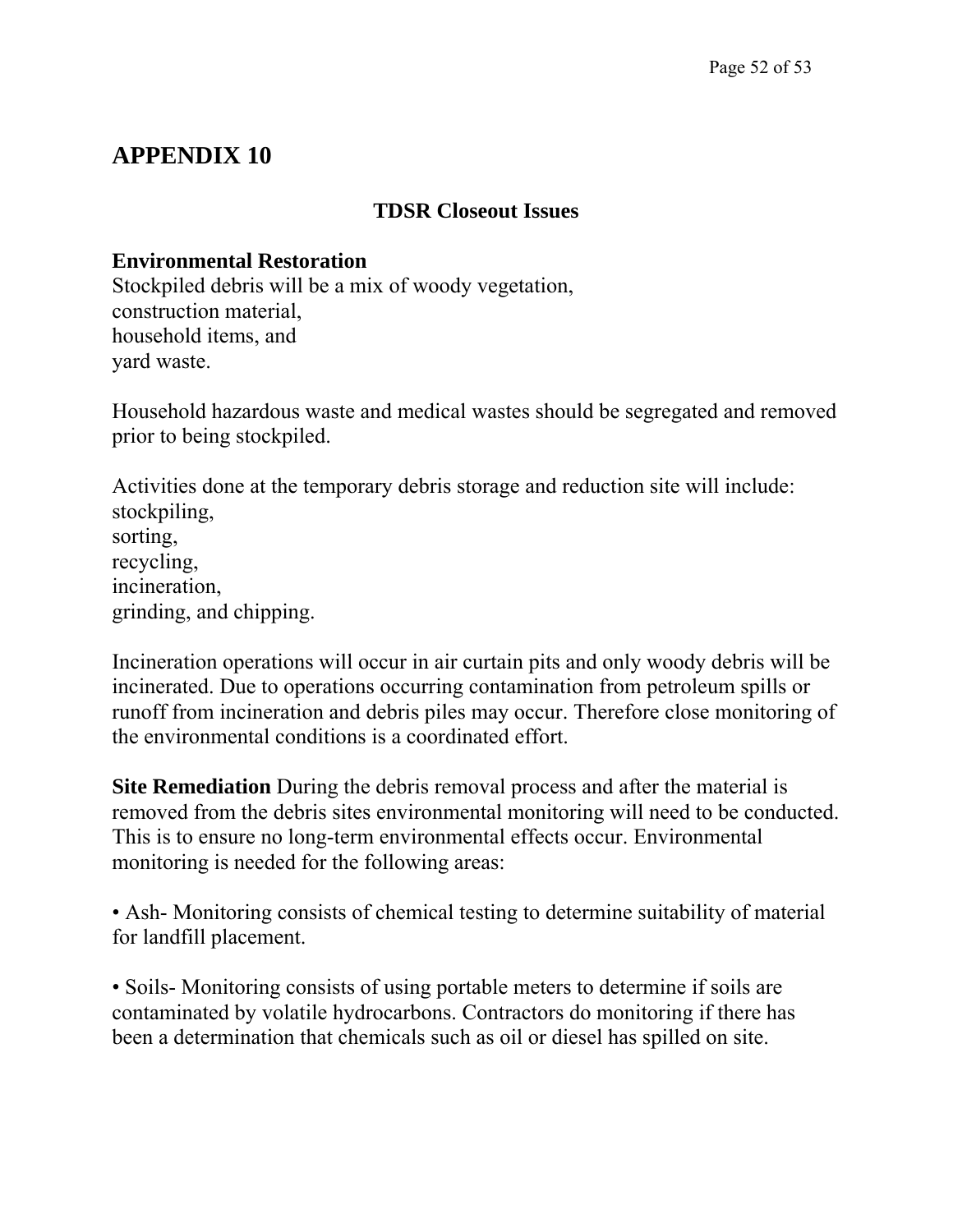# APPENDIX 10

## TDSR Closeout Issues

**Environmental Restoration**
Stockpiled debris will be a mix of woody vegetation,
construction material,
household items, and
yard waste.

Household hazardous waste and medical wastes should be segregated and removed prior to being stockpiled.

Activities done at the temporary debris storage and reduction site will include:
stockpiling,
sorting,
recycling,
incineration,
grinding, and chipping.

Incineration operations will occur in air curtain pits and only woody debris will be incinerated. Due to operations occurring contamination from petroleum spills or runoff from incineration and debris piles may occur. Therefore close monitoring of the environmental conditions is a coordinated effort.

**Site Remediation** During the debris removal process and after the material is removed from the debris sites environmental monitoring will need to be conducted. This is to ensure no long-term environmental effects occur. Environmental monitoring is needed for the following areas:

• Ash- Monitoring consists of chemical testing to determine suitability of material for landfill placement.

• Soils- Monitoring consists of using portable meters to determine if soils are contaminated by volatile hydrocarbons. Contractors do monitoring if there has been a determination that chemicals such as oil or diesel has spilled on site.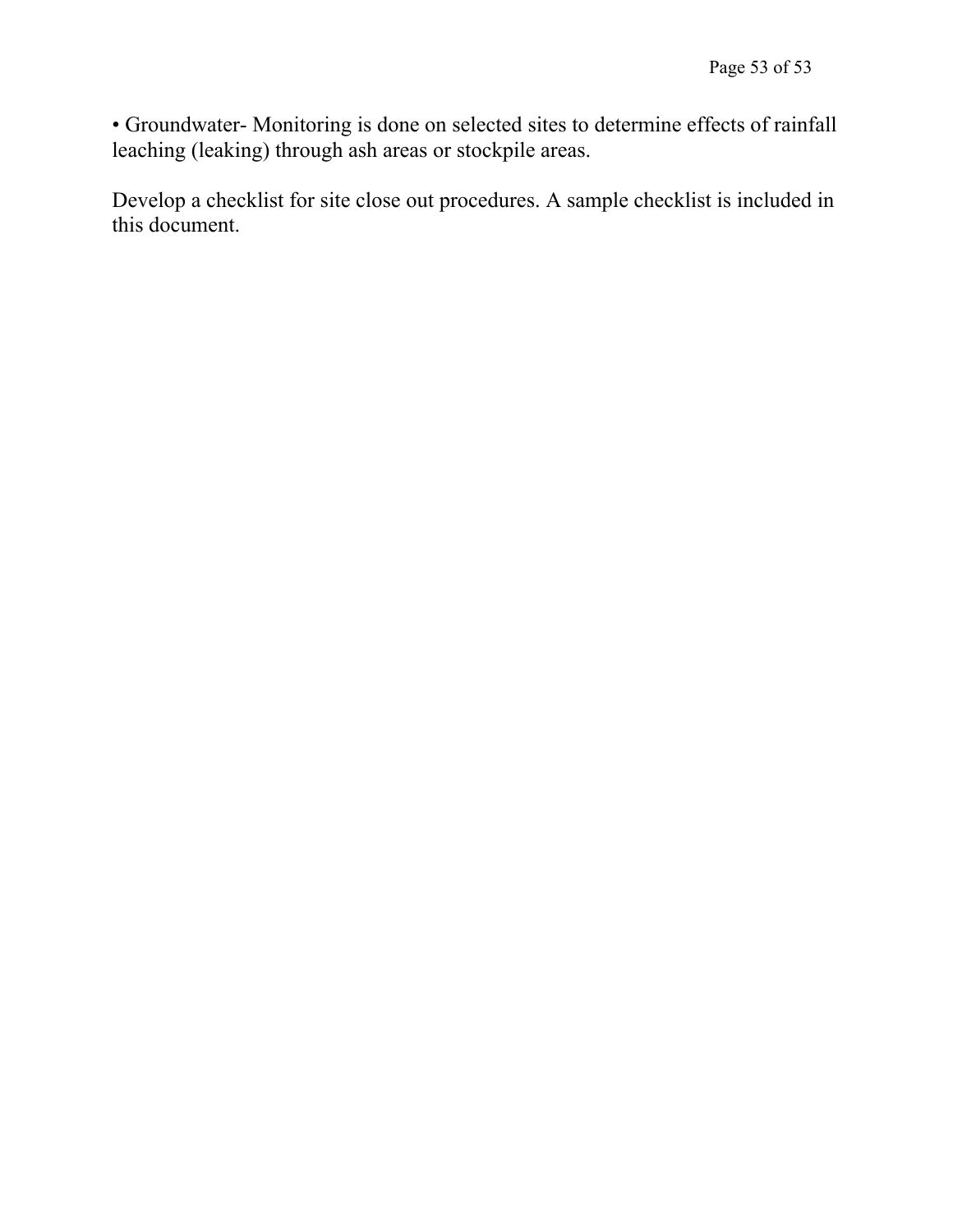- Groundwater- Monitoring is done on selected sites to determine effects of rainfall leaching (leaking) through ash areas or stockpile areas.

Develop a checklist for site close out procedures. A sample checklist is included in this document.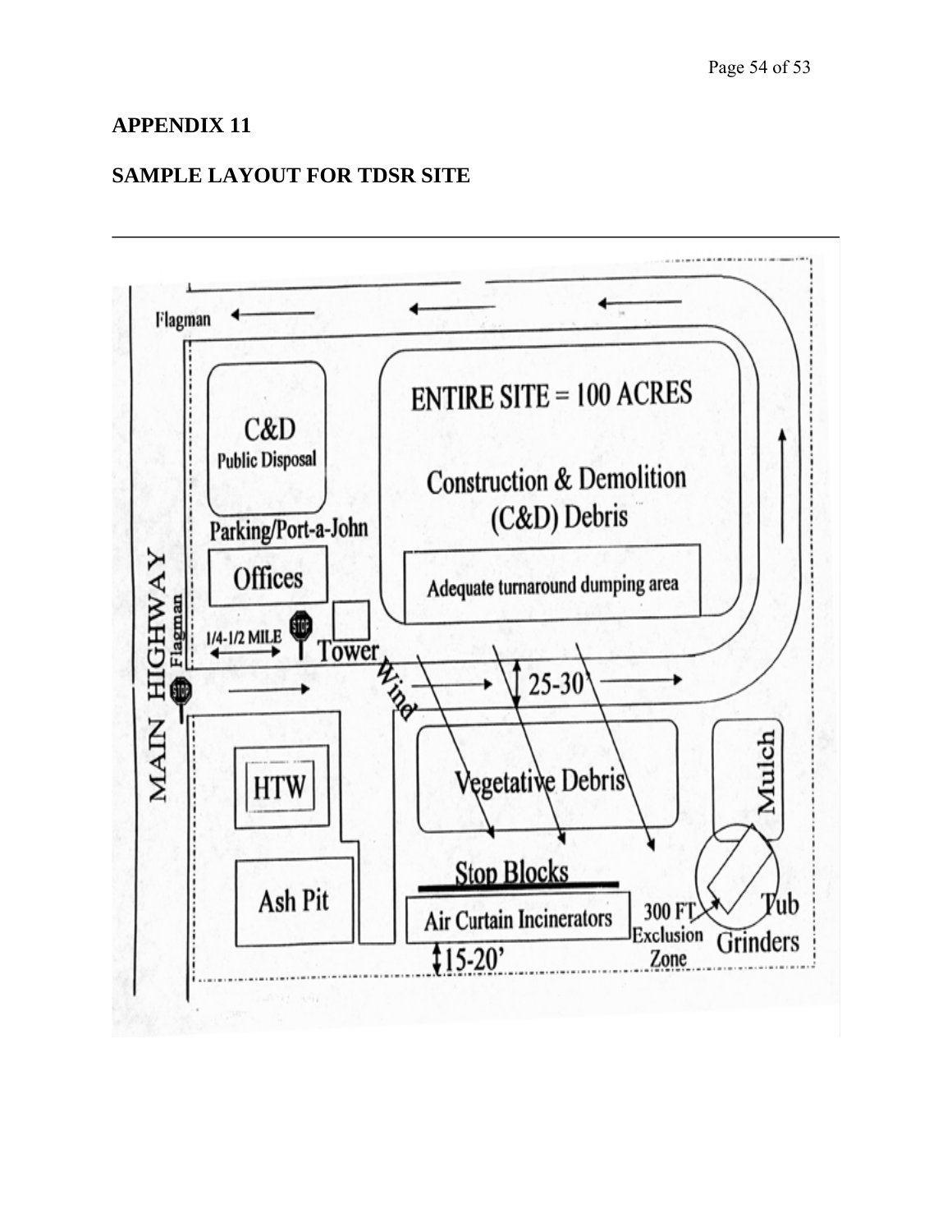# APPENDIX 11

## SAMPLE LAYOUT FOR TDSR SITE

---

Flagman

ENTIRE SITE = 100 ACRES

C&D
Public Disposal

Construction & Demolition
(C&D) Debris

Parking/Port-a-John

Offices

Adequate turnaround dumping area

MAIN HIGHWAY

Flagman

1/4-1/2 MILE

Tower

Wind

25-30'

HTW

Vegetative Debris

Mulch

Stop Blocks

Ash Pit

Air Curtain Incinerators

300 FT
Exclusion
Zone

Tub
Grinders

15-20'